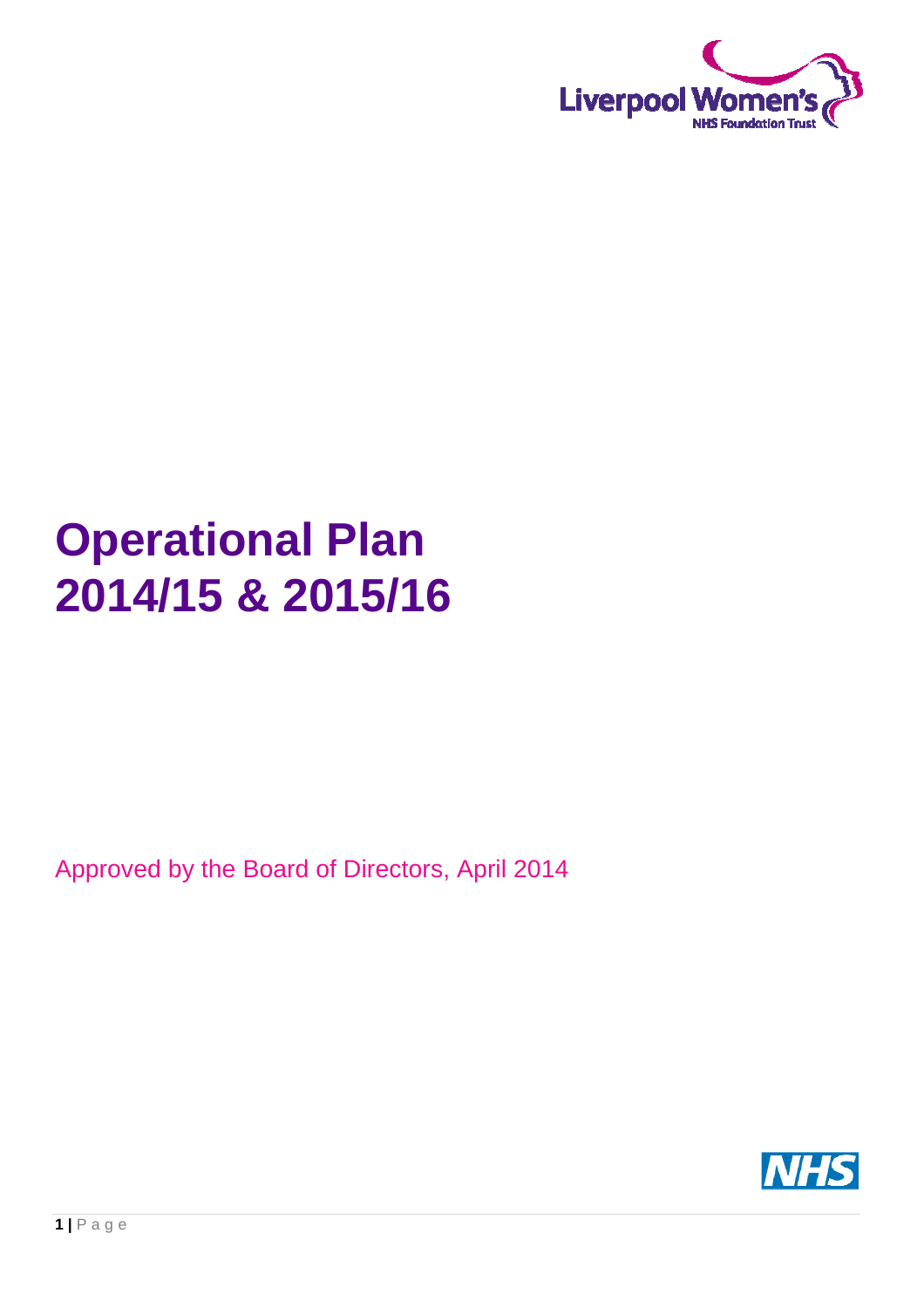Liverpool Women's
NHS Foundation Trust

# Operational Plan 2014/15 & 2015/16

Approved by the Board of Directors, April 2014

NHS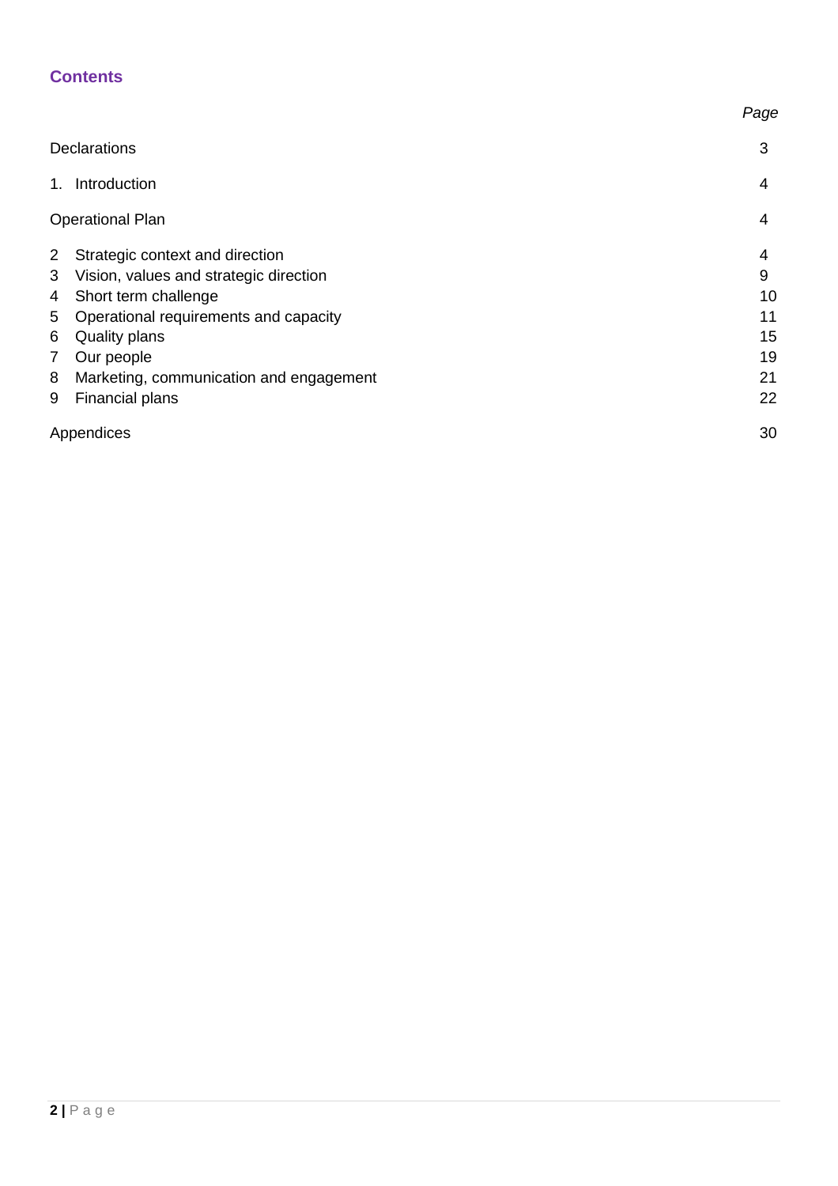## Contents

| | *Page* |
|---|---|
| Declarations | 3 |
| 1. Introduction | 4 |
| Operational Plan | 4 |
| 2 Strategic context and direction | 4 |
| 3 Vision, values and strategic direction | 9 |
| 4 Short term challenge | 10 |
| 5 Operational requirements and capacity | 11 |
| 6 Quality plans | 15 |
| 7 Our people | 19 |
| 8 Marketing, communication and engagement | 21 |
| 9 Financial plans | 22 |
| Appendices | 30 |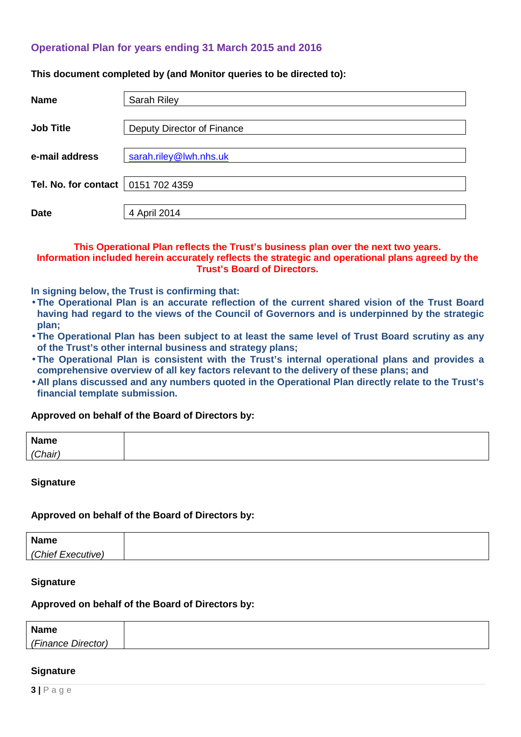## Operational Plan for years ending 31 March 2015 and 2016

**This document completed by (and Monitor queries to be directed to):**

| | |
|---|---|
| **Name** | Sarah Riley |
| **Job Title** | Deputy Director of Finance |
| **e-mail address** | sarah.riley@lwh.nhs.uk |
| **Tel. No. for contact** | 0151 702 4359 |
| **Date** | 4 April 2014 |

**This Operational Plan reflects the Trust's business plan over the next two years. Information included herein accurately reflects the strategic and operational plans agreed by the Trust's Board of Directors.**

**In signing below, the Trust is confirming that:**

- **The Operational Plan is an accurate reflection of the current shared vision of the Trust Board having had regard to the views of the Council of Governors and is underpinned by the strategic plan;**
- **The Operational Plan has been subject to at least the same level of Trust Board scrutiny as any of the Trust's other internal business and strategy plans;**
- **The Operational Plan is consistent with the Trust's internal operational plans and provides a comprehensive overview of all key factors relevant to the delivery of these plans; and**
- **All plans discussed and any numbers quoted in the Operational Plan directly relate to the Trust's financial template submission.**

**Approved on behalf of the Board of Directors by:**

| | |
|---|---|
| **Name** *(Chair)* | |

**Signature**

**Approved on behalf of the Board of Directors by:**

| | |
|---|---|
| **Name** *(Chief Executive)* | |

**Signature**

**Approved on behalf of the Board of Directors by:**

| | |
|---|---|
| **Name** *(Finance Director)* | |

**Signature**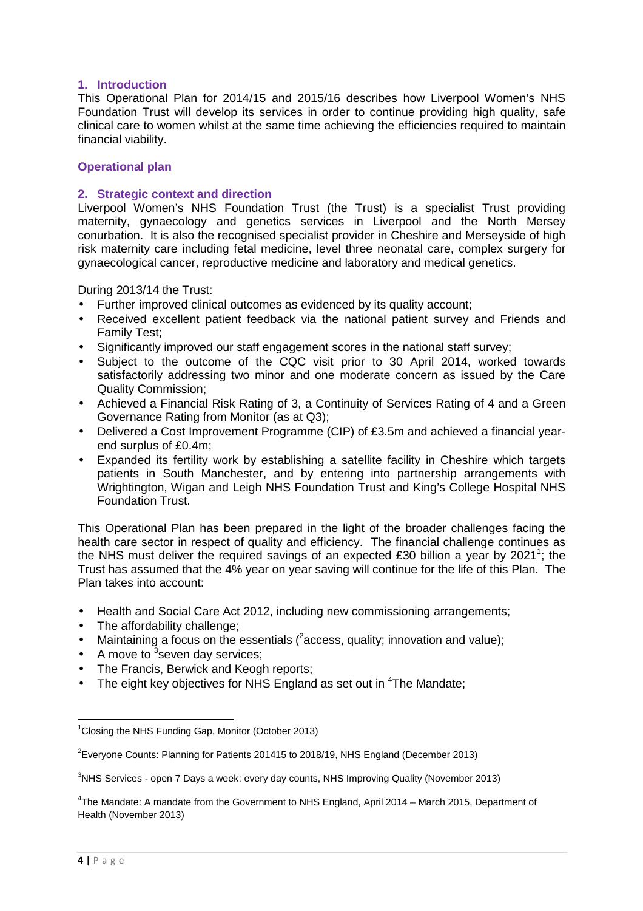## 1. Introduction

This Operational Plan for 2014/15 and 2015/16 describes how Liverpool Women's NHS Foundation Trust will develop its services in order to continue providing high quality, safe clinical care to women whilst at the same time achieving the efficiencies required to maintain financial viability.

# Operational plan

## 2. Strategic context and direction

Liverpool Women's NHS Foundation Trust (the Trust) is a specialist Trust providing maternity, gynaecology and genetics services in Liverpool and the North Mersey conurbation. It is also the recognised specialist provider in Cheshire and Merseyside of high risk maternity care including fetal medicine, level three neonatal care, complex surgery for gynaecological cancer, reproductive medicine and laboratory and medical genetics.

During 2013/14 the Trust:

- Further improved clinical outcomes as evidenced by its quality account;
- Received excellent patient feedback via the national patient survey and Friends and Family Test;
- Significantly improved our staff engagement scores in the national staff survey;
- Subject to the outcome of the CQC visit prior to 30 April 2014, worked towards satisfactorily addressing two minor and one moderate concern as issued by the Care Quality Commission;
- Achieved a Financial Risk Rating of 3, a Continuity of Services Rating of 4 and a Green Governance Rating from Monitor (as at Q3);
- Delivered a Cost Improvement Programme (CIP) of £3.5m and achieved a financial year-end surplus of £0.4m;
- Expanded its fertility work by establishing a satellite facility in Cheshire which targets patients in South Manchester, and by entering into partnership arrangements with Wrightington, Wigan and Leigh NHS Foundation Trust and King's College Hospital NHS Foundation Trust.

This Operational Plan has been prepared in the light of the broader challenges facing the health care sector in respect of quality and efficiency. The financial challenge continues as the NHS must deliver the required savings of an expected £30 billion a year by 2021[1]; the Trust has assumed that the 4% year on year saving will continue for the life of this Plan. The Plan takes into account:

- Health and Social Care Act 2012, including new commissioning arrangements;
- The affordability challenge;
- Maintaining a focus on the essentials ([2]access, quality; innovation and value);
- A move to [3]seven day services;
- The Francis, Berwick and Keogh reports;
- The eight key objectives for NHS England as set out in [4]The Mandate;

---

[1]Closing the NHS Funding Gap, Monitor (October 2013)

[2]Everyone Counts: Planning for Patients 201415 to 2018/19, NHS England (December 2013)

[3]NHS Services - open 7 Days a week: every day counts, NHS Improving Quality (November 2013)

[4]The Mandate: A mandate from the Government to NHS England, April 2014 – March 2015, Department of Health (November 2013)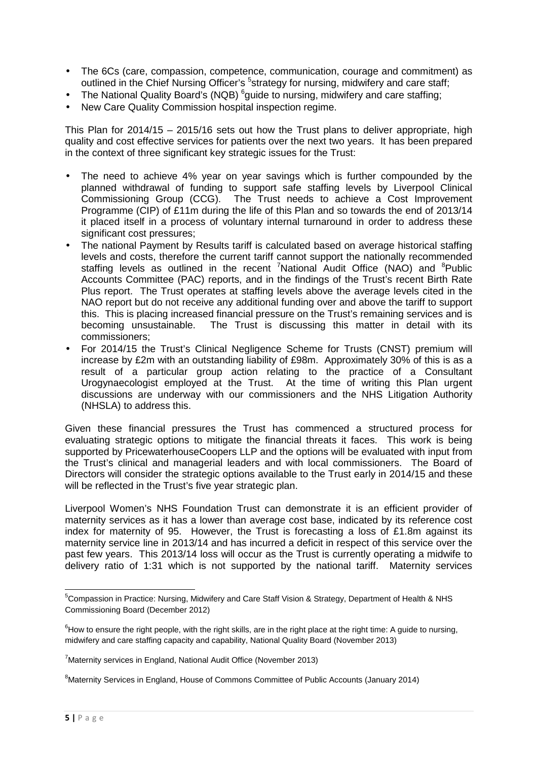- The 6Cs (care, compassion, competence, communication, courage and commitment) as outlined in the Chief Nursing Officer's [5]strategy for nursing, midwifery and care staff;
- The National Quality Board's (NQB) [6]guide to nursing, midwifery and care staffing;
- New Care Quality Commission hospital inspection regime.

This Plan for 2014/15 – 2015/16 sets out how the Trust plans to deliver appropriate, high quality and cost effective services for patients over the next two years. It has been prepared in the context of three significant key strategic issues for the Trust:

- The need to achieve 4% year on year savings which is further compounded by the planned withdrawal of funding to support safe staffing levels by Liverpool Clinical Commissioning Group (CCG). The Trust needs to achieve a Cost Improvement Programme (CIP) of £11m during the life of this Plan and so towards the end of 2013/14 it placed itself in a process of voluntary internal turnaround in order to address these significant cost pressures;
- The national Payment by Results tariff is calculated based on average historical staffing levels and costs, therefore the current tariff cannot support the nationally recommended staffing levels as outlined in the recent [7]National Audit Office (NAO) and [8]Public Accounts Committee (PAC) reports, and in the findings of the Trust's recent Birth Rate Plus report. The Trust operates at staffing levels above the average levels cited in the NAO report but do not receive any additional funding over and above the tariff to support this. This is placing increased financial pressure on the Trust's remaining services and is becoming unsustainable. The Trust is discussing this matter in detail with its commissioners;
- For 2014/15 the Trust's Clinical Negligence Scheme for Trusts (CNST) premium will increase by £2m with an outstanding liability of £98m. Approximately 30% of this is as a result of a particular group action relating to the practice of a Consultant Urogynaecologist employed at the Trust. At the time of writing this Plan urgent discussions are underway with our commissioners and the NHS Litigation Authority (NHSLA) to address this.

Given these financial pressures the Trust has commenced a structured process for evaluating strategic options to mitigate the financial threats it faces. This work is being supported by PricewaterhouseCoopers LLP and the options will be evaluated with input from the Trust's clinical and managerial leaders and with local commissioners. The Board of Directors will consider the strategic options available to the Trust early in 2014/15 and these will be reflected in the Trust's five year strategic plan.

Liverpool Women's NHS Foundation Trust can demonstrate it is an efficient provider of maternity services as it has a lower than average cost base, indicated by its reference cost index for maternity of 95. However, the Trust is forecasting a loss of £1.8m against its maternity service line in 2013/14 and has incurred a deficit in respect of this service over the past few years. This 2013/14 loss will occur as the Trust is currently operating a midwife to delivery ratio of 1:31 which is not supported by the national tariff. Maternity services

---

[5]Compassion in Practice: Nursing, Midwifery and Care Staff Vision & Strategy, Department of Health & NHS Commissioning Board (December 2012)

[6]How to ensure the right people, with the right skills, are in the right place at the right time: A guide to nursing, midwifery and care staffing capacity and capability, National Quality Board (November 2013)

[7]Maternity services in England, National Audit Office (November 2013)

[8]Maternity Services in England, House of Commons Committee of Public Accounts (January 2014)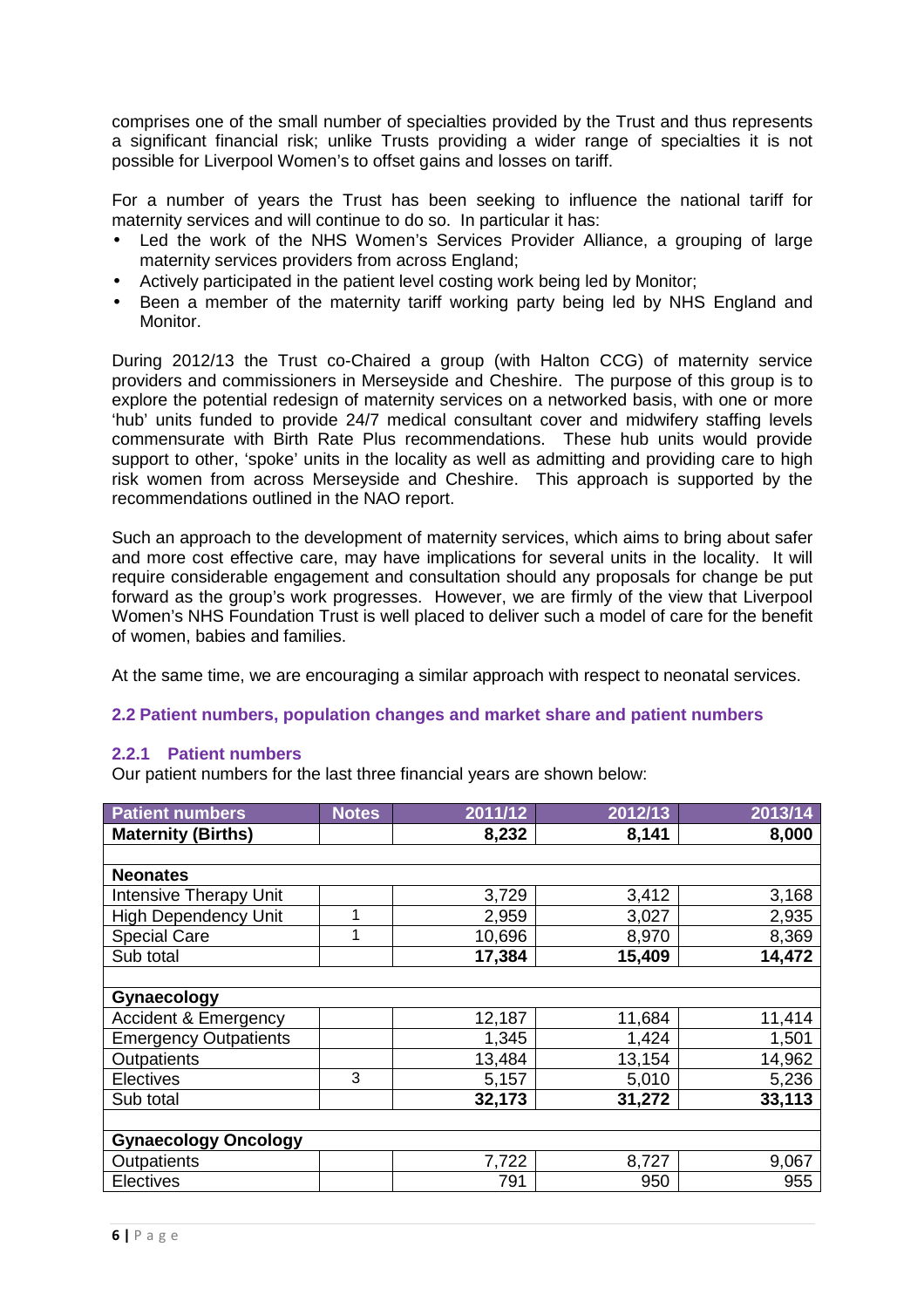comprises one of the small number of specialties provided by the Trust and thus represents a significant financial risk; unlike Trusts providing a wider range of specialties it is not possible for Liverpool Women's to offset gains and losses on tariff.

For a number of years the Trust has been seeking to influence the national tariff for maternity services and will continue to do so. In particular it has:

- Led the work of the NHS Women's Services Provider Alliance, a grouping of large maternity services providers from across England;
- Actively participated in the patient level costing work being led by Monitor;
- Been a member of the maternity tariff working party being led by NHS England and Monitor.

During 2012/13 the Trust co-Chaired a group (with Halton CCG) of maternity service providers and commissioners in Merseyside and Cheshire. The purpose of this group is to explore the potential redesign of maternity services on a networked basis, with one or more 'hub' units funded to provide 24/7 medical consultant cover and midwifery staffing levels commensurate with Birth Rate Plus recommendations. These hub units would provide support to other, 'spoke' units in the locality as well as admitting and providing care to high risk women from across Merseyside and Cheshire. This approach is supported by the recommendations outlined in the NAO report.

Such an approach to the development of maternity services, which aims to bring about safer and more cost effective care, may have implications for several units in the locality. It will require considerable engagement and consultation should any proposals for change be put forward as the group's work progresses. However, we are firmly of the view that Liverpool Women's NHS Foundation Trust is well placed to deliver such a model of care for the benefit of women, babies and families.

At the same time, we are encouraging a similar approach with respect to neonatal services.

## 2.2 Patient numbers, population changes and market share and patient numbers

### 2.2.1 Patient numbers

Our patient numbers for the last three financial years are shown below:

| Patient numbers | Notes | 2011/12 | 2012/13 | 2013/14 |
|---|---|---|---|---|
| **Maternity (Births)** | | **8,232** | **8,141** | **8,000** |
| | | | | |
| **Neonates** | | | | |
| Intensive Therapy Unit | | 3,729 | 3,412 | 3,168 |
| High Dependency Unit | 1 | 2,959 | 3,027 | 2,935 |
| Special Care | 1 | 10,696 | 8,970 | 8,369 |
| Sub total | | **17,384** | **15,409** | **14,472** |
| | | | | |
| **Gynaecology** | | | | |
| Accident & Emergency | | 12,187 | 11,684 | 11,414 |
| Emergency Outpatients | | 1,345 | 1,424 | 1,501 |
| Outpatients | | 13,484 | 13,154 | 14,962 |
| Electives | 3 | 5,157 | 5,010 | 5,236 |
| Sub total | | **32,173** | **31,272** | **33,113** |
| | | | | |
| **Gynaecology Oncology** | | | | |
| Outpatients | | 7,722 | 8,727 | 9,067 |
| Electives | | 791 | 950 | 955 |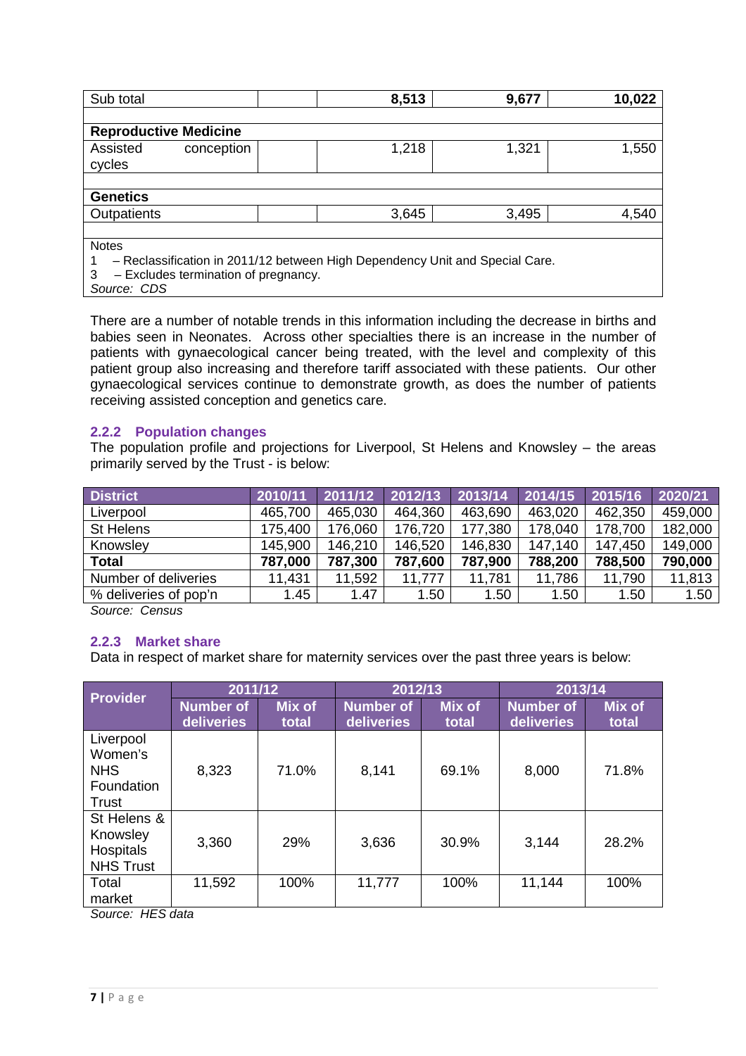| Sub total | | 8,513 | 9,677 | 10,022 |
|---|---|---|---|---|
| | | | | |
| **Reproductive Medicine** | | | | |
| Assisted conception cycles | | 1,218 | 1,321 | 1,550 |
| | | | | |
| **Genetics** | | | | |
| Outpatients | | 3,645 | 3,495 | 4,540 |

Notes
1 – Reclassification in 2011/12 between High Dependency Unit and Special Care.
3 – Excludes termination of pregnancy.
*Source: CDS*

There are a number of notable trends in this information including the decrease in births and babies seen in Neonates. Across other specialties there is an increase in the number of patients with gynaecological cancer being treated, with the level and complexity of this patient group also increasing and therefore tariff associated with these patients. Our other gynaecological services continue to demonstrate growth, as does the number of patients receiving assisted conception and genetics care.

### 2.2.2 Population changes

The population profile and projections for Liverpool, St Helens and Knowsley – the areas primarily served by the Trust - is below:

| District | 2010/11 | 2011/12 | 2012/13 | 2013/14 | 2014/15 | 2015/16 | 2020/21 |
|---|---|---|---|---|---|---|---|
| Liverpool | 465,700 | 465,030 | 464,360 | 463,690 | 463,020 | 462,350 | 459,000 |
| St Helens | 175,400 | 176,060 | 176,720 | 177,380 | 178,040 | 178,700 | 182,000 |
| Knowsley | 145,900 | 146,210 | 146,520 | 146,830 | 147,140 | 147,450 | 149,000 |
| **Total** | **787,000** | **787,300** | **787,600** | **787,900** | **788,200** | **788,500** | **790,000** |
| Number of deliveries | 11,431 | 11,592 | 11,777 | 11,781 | 11,786 | 11,790 | 11,813 |
| % deliveries of pop'n | 1.45 | 1.47 | 1.50 | 1.50 | 1.50 | 1.50 | 1.50 |

*Source: Census*

### 2.2.3 Market share

Data in respect of market share for maternity services over the past three years is below:

| Provider | 2011/12 | | 2012/13 | | 2013/14 | |
|---|---|---|---|---|---|---|
| | Number of deliveries | Mix of total | Number of deliveries | Mix of total | Number of deliveries | Mix of total |
| Liverpool Women's NHS Foundation Trust | 8,323 | 71.0% | 8,141 | 69.1% | 8,000 | 71.8% |
| St Helens & Knowsley Hospitals NHS Trust | 3,360 | 29% | 3,636 | 30.9% | 3,144 | 28.2% |
| Total market | 11,592 | 100% | 11,777 | 100% | 11,144 | 100% |

*Source: HES data*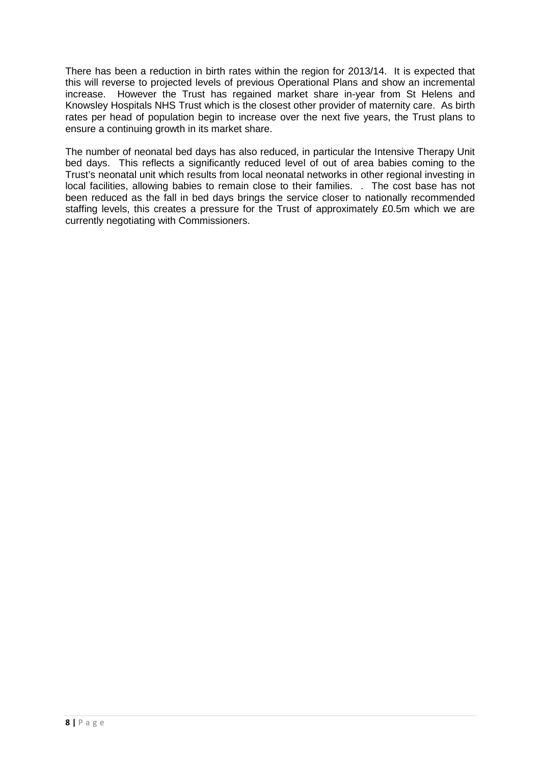There has been a reduction in birth rates within the region for 2013/14. It is expected that this will reverse to projected levels of previous Operational Plans and show an incremental increase. However the Trust has regained market share in-year from St Helens and Knowsley Hospitals NHS Trust which is the closest other provider of maternity care. As birth rates per head of population begin to increase over the next five years, the Trust plans to ensure a continuing growth in its market share.

The number of neonatal bed days has also reduced, in particular the Intensive Therapy Unit bed days. This reflects a significantly reduced level of out of area babies coming to the Trust's neonatal unit which results from local neonatal networks in other regional investing in local facilities, allowing babies to remain close to their families. . The cost base has not been reduced as the fall in bed days brings the service closer to nationally recommended staffing levels, this creates a pressure for the Trust of approximately £0.5m which we are currently negotiating with Commissioners.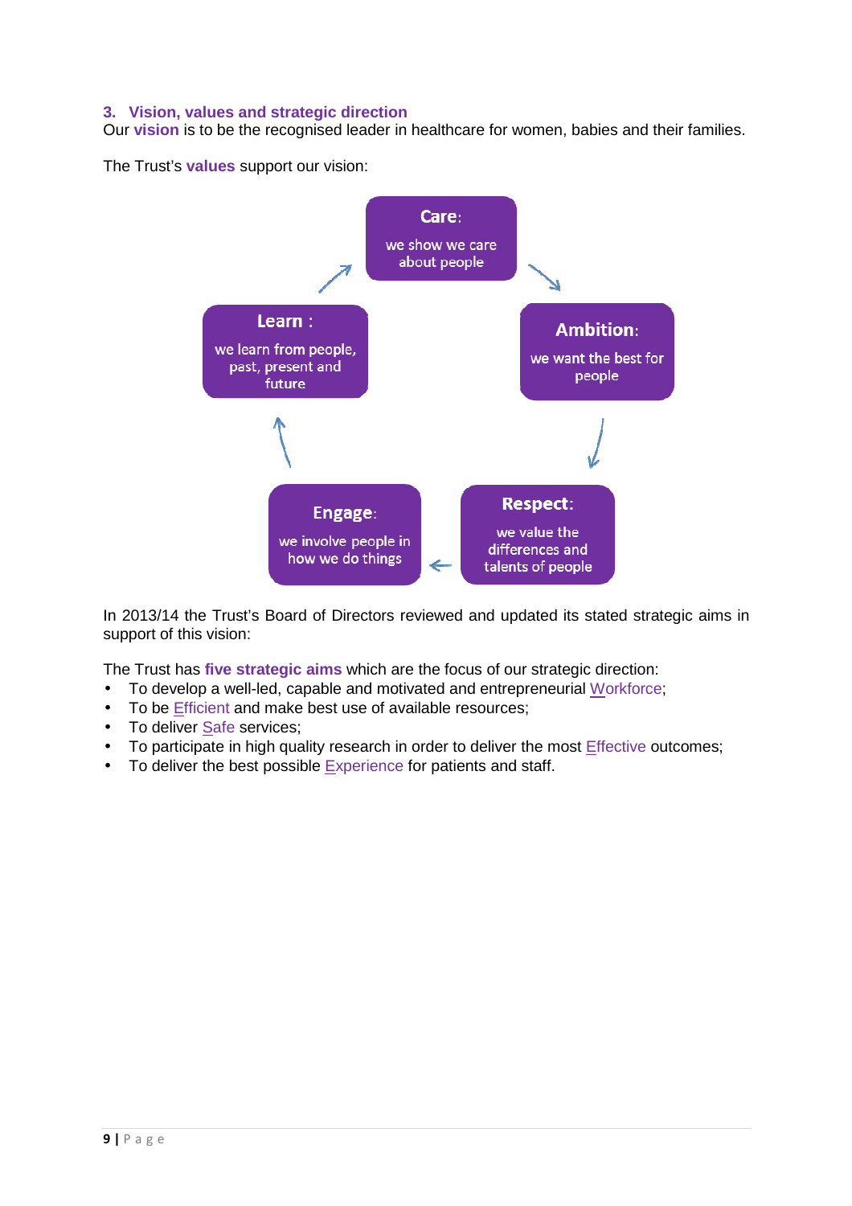## 3. Vision, values and strategic direction

Our **vision** is to be the recognised leader in healthcare for women, babies and their families.

The Trust's **values** support our vision:

**Care**: we show we care about people

**Ambition**: we want the best for people

**Respect**: we value the differences and talents of people

**Engage**: we involve people in how we do things

**Learn** : we learn from people, past, present and future

In 2013/14 the Trust's Board of Directors reviewed and updated its stated strategic aims in support of this vision:

The Trust has **five strategic aims** which are the focus of our strategic direction:

- To develop a well-led, capable and motivated and entrepreneurial Workforce;
- To be Efficient and make best use of available resources;
- To deliver Safe services;
- To participate in high quality research in order to deliver the most Effective outcomes;
- To deliver the best possible Experience for patients and staff.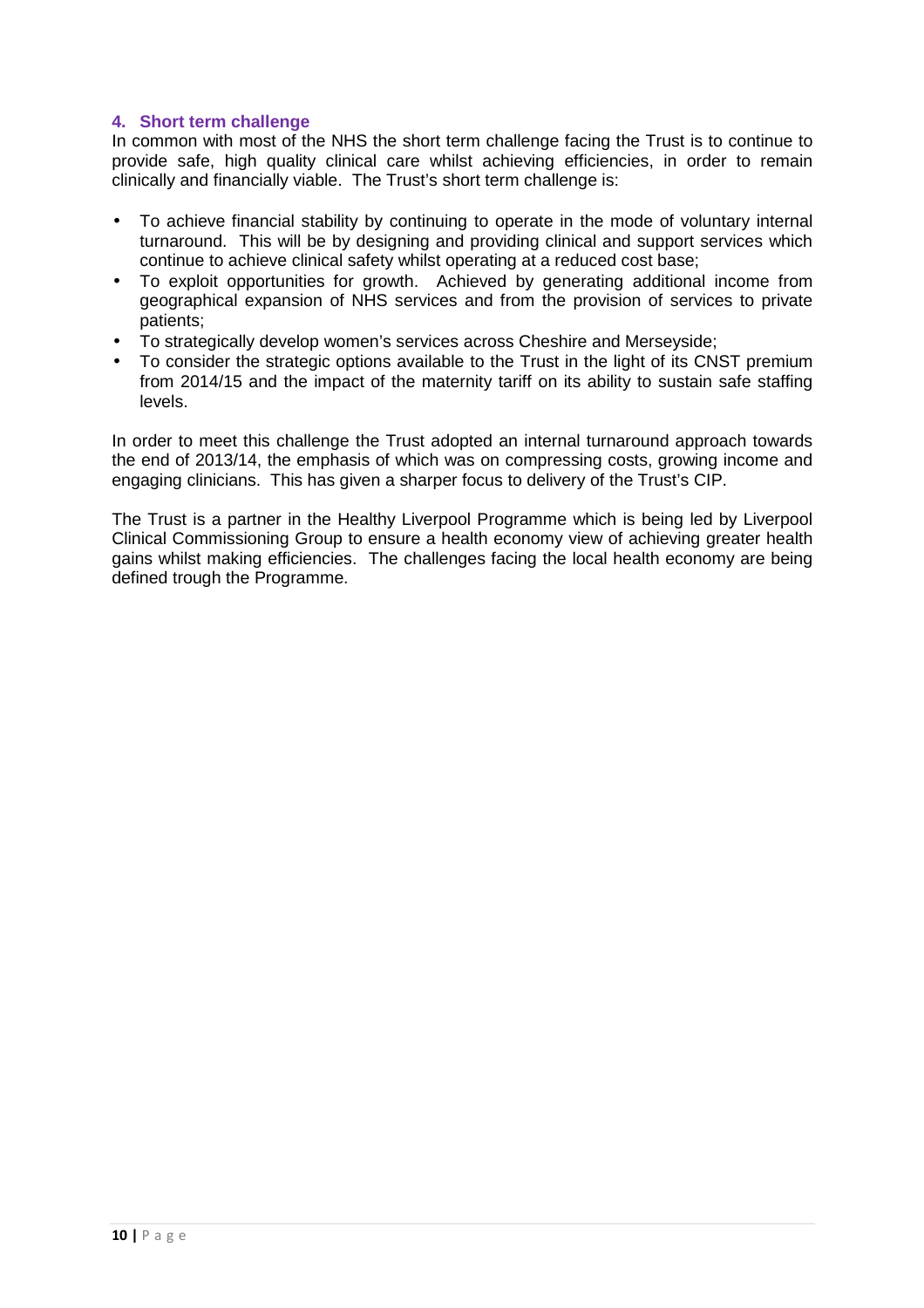## 4. Short term challenge

In common with most of the NHS the short term challenge facing the Trust is to continue to provide safe, high quality clinical care whilst achieving efficiencies, in order to remain clinically and financially viable. The Trust's short term challenge is:

- To achieve financial stability by continuing to operate in the mode of voluntary internal turnaround. This will be by designing and providing clinical and support services which continue to achieve clinical safety whilst operating at a reduced cost base;
- To exploit opportunities for growth. Achieved by generating additional income from geographical expansion of NHS services and from the provision of services to private patients;
- To strategically develop women's services across Cheshire and Merseyside;
- To consider the strategic options available to the Trust in the light of its CNST premium from 2014/15 and the impact of the maternity tariff on its ability to sustain safe staffing levels.

In order to meet this challenge the Trust adopted an internal turnaround approach towards the end of 2013/14, the emphasis of which was on compressing costs, growing income and engaging clinicians. This has given a sharper focus to delivery of the Trust's CIP.

The Trust is a partner in the Healthy Liverpool Programme which is being led by Liverpool Clinical Commissioning Group to ensure a health economy view of achieving greater health gains whilst making efficiencies. The challenges facing the local health economy are being defined trough the Programme.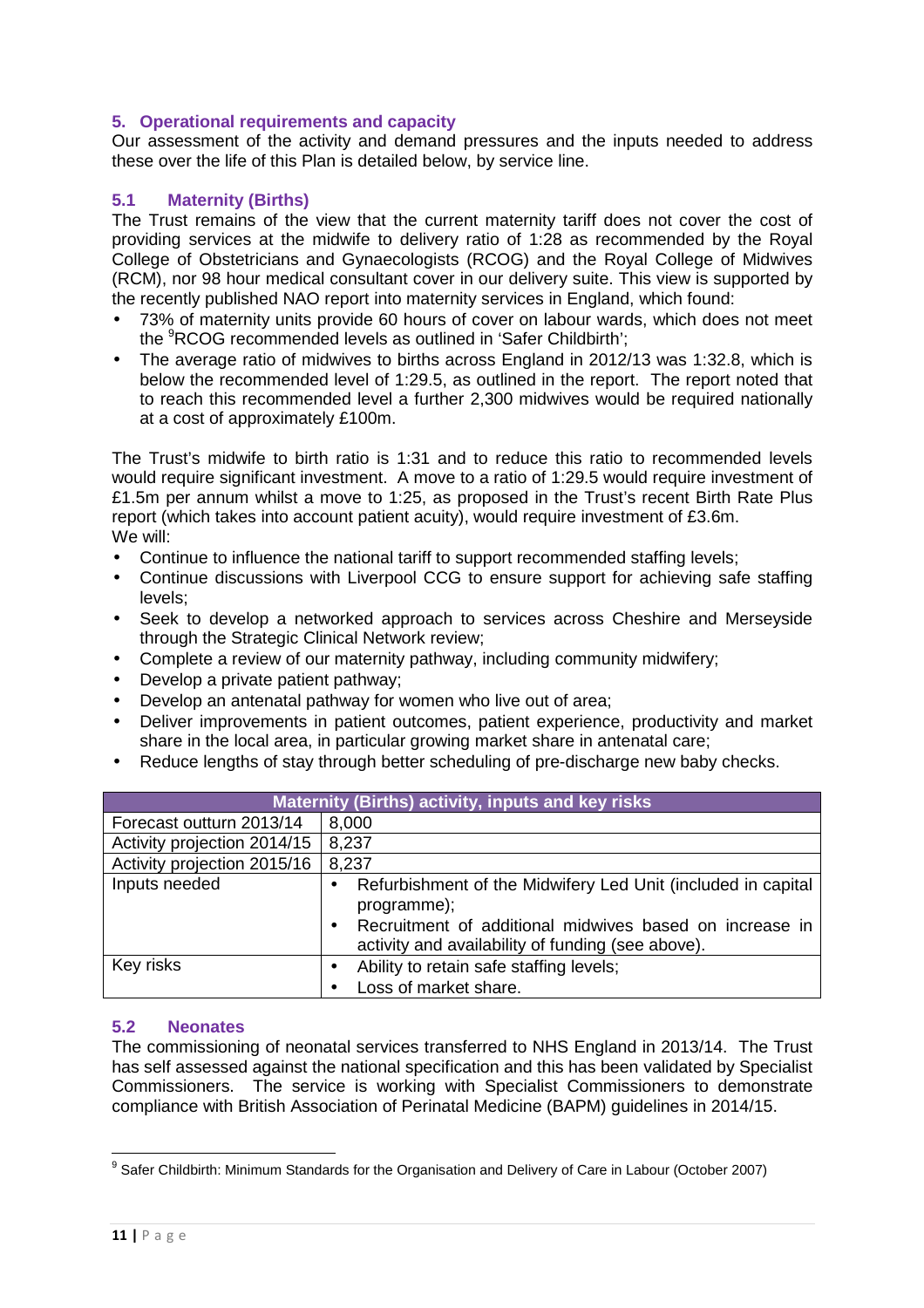## 5. Operational requirements and capacity

Our assessment of the activity and demand pressures and the inputs needed to address these over the life of this Plan is detailed below, by service line.

### 5.1 Maternity (Births)

The Trust remains of the view that the current maternity tariff does not cover the cost of providing services at the midwife to delivery ratio of 1:28 as recommended by the Royal College of Obstetricians and Gynaecologists (RCOG) and the Royal College of Midwives (RCM), nor 98 hour medical consultant cover in our delivery suite. This view is supported by the recently published NAO report into maternity services in England, which found:

- 73% of maternity units provide 60 hours of cover on labour wards, which does not meet the [9]RCOG recommended levels as outlined in 'Safer Childbirth';
- The average ratio of midwives to births across England in 2012/13 was 1:32.8, which is below the recommended level of 1:29.5, as outlined in the report. The report noted that to reach this recommended level a further 2,300 midwives would be required nationally at a cost of approximately £100m.

The Trust's midwife to birth ratio is 1:31 and to reduce this ratio to recommended levels would require significant investment. A move to a ratio of 1:29.5 would require investment of £1.5m per annum whilst a move to 1:25, as proposed in the Trust's recent Birth Rate Plus report (which takes into account patient acuity), would require investment of £3.6m.
We will:

- Continue to influence the national tariff to support recommended staffing levels;
- Continue discussions with Liverpool CCG to ensure support for achieving safe staffing levels;
- Seek to develop a networked approach to services across Cheshire and Merseyside through the Strategic Clinical Network review;
- Complete a review of our maternity pathway, including community midwifery;
- Develop a private patient pathway;
- Develop an antenatal pathway for women who live out of area;
- Deliver improvements in patient outcomes, patient experience, productivity and market share in the local area, in particular growing market share in antenatal care;
- Reduce lengths of stay through better scheduling of pre-discharge new baby checks.

| Maternity (Births) activity, inputs and key risks | |
|---|---|
| Forecast outturn 2013/14 | 8,000 |
| Activity projection 2014/15 | 8,237 |
| Activity projection 2015/16 | 8,237 |
| Inputs needed | • Refurbishment of the Midwifery Led Unit (included in capital programme);<br>• Recruitment of additional midwives based on increase in activity and availability of funding (see above). |
| Key risks | • Ability to retain safe staffing levels;<br>• Loss of market share. |

### 5.2 Neonates

The commissioning of neonatal services transferred to NHS England in 2013/14. The Trust has self assessed against the national specification and this has been validated by Specialist Commissioners. The service is working with Specialist Commissioners to demonstrate compliance with British Association of Perinatal Medicine (BAPM) guidelines in 2014/15.

[9] Safer Childbirth: Minimum Standards for the Organisation and Delivery of Care in Labour (October 2007)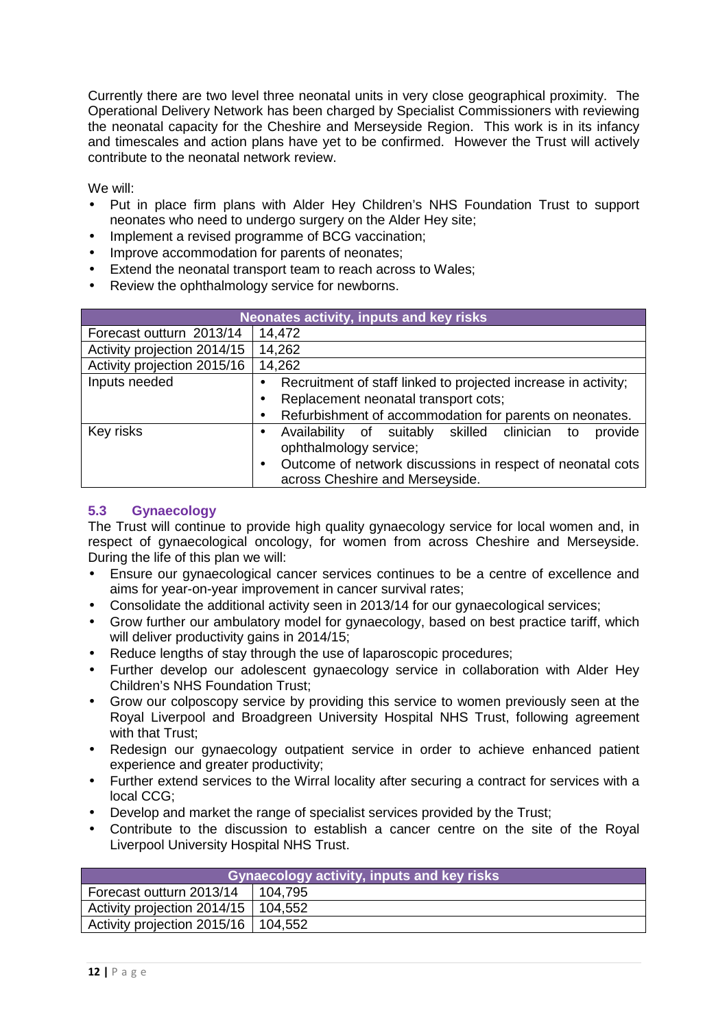Currently there are two level three neonatal units in very close geographical proximity. The Operational Delivery Network has been charged by Specialist Commissioners with reviewing the neonatal capacity for the Cheshire and Merseyside Region. This work is in its infancy and timescales and action plans have yet to be confirmed. However the Trust will actively contribute to the neonatal network review.

We will:

- Put in place firm plans with Alder Hey Children's NHS Foundation Trust to support neonates who need to undergo surgery on the Alder Hey site;
- Implement a revised programme of BCG vaccination;
- Improve accommodation for parents of neonates;
- Extend the neonatal transport team to reach across to Wales;
- Review the ophthalmology service for newborns.

| Neonates activity, inputs and key risks | |
|---|---|
| Forecast outturn 2013/14 | 14,472 |
| Activity projection 2014/15 | 14,262 |
| Activity projection 2015/16 | 14,262 |
| Inputs needed | • Recruitment of staff linked to projected increase in activity;<br>• Replacement neonatal transport cots;<br>• Refurbishment of accommodation for parents on neonates. |
| Key risks | • Availability of suitably skilled clinician to provide ophthalmology service;<br>• Outcome of network discussions in respect of neonatal cots across Cheshire and Merseyside. |

### 5.3 Gynaecology

The Trust will continue to provide high quality gynaecology service for local women and, in respect of gynaecological oncology, for women from across Cheshire and Merseyside. During the life of this plan we will:

- Ensure our gynaecological cancer services continues to be a centre of excellence and aims for year-on-year improvement in cancer survival rates;
- Consolidate the additional activity seen in 2013/14 for our gynaecological services;
- Grow further our ambulatory model for gynaecology, based on best practice tariff, which will deliver productivity gains in 2014/15;
- Reduce lengths of stay through the use of laparoscopic procedures;
- Further develop our adolescent gynaecology service in collaboration with Alder Hey Children's NHS Foundation Trust;
- Grow our colposcopy service by providing this service to women previously seen at the Royal Liverpool and Broadgreen University Hospital NHS Trust, following agreement with that Trust;
- Redesign our gynaecology outpatient service in order to achieve enhanced patient experience and greater productivity;
- Further extend services to the Wirral locality after securing a contract for services with a local CCG;
- Develop and market the range of specialist services provided by the Trust;
- Contribute to the discussion to establish a cancer centre on the site of the Royal Liverpool University Hospital NHS Trust.

| Gynaecology activity, inputs and key risks | |
|---|---|
| Forecast outturn 2013/14 | 104,795 |
| Activity projection 2014/15 | 104,552 |
| Activity projection 2015/16 | 104,552 |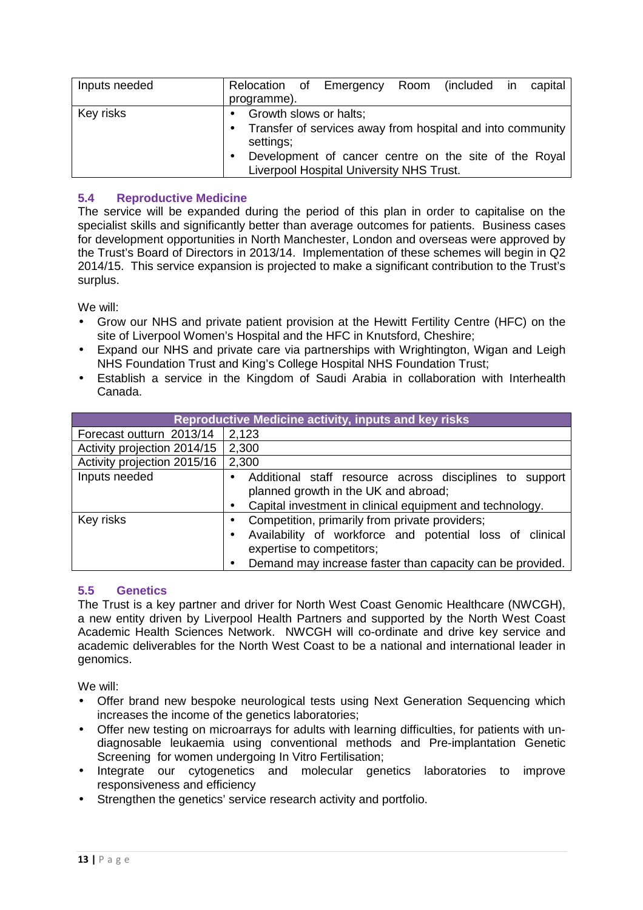| Inputs needed | Relocation of Emergency Room (included in capital programme). |
|---|---|
| Key risks | • Growth slows or halts;<br>• Transfer of services away from hospital and into community settings;<br>• Development of cancer centre on the site of the Royal Liverpool Hospital University NHS Trust. |

### 5.4 Reproductive Medicine

The service will be expanded during the period of this plan in order to capitalise on the specialist skills and significantly better than average outcomes for patients. Business cases for development opportunities in North Manchester, London and overseas were approved by the Trust's Board of Directors in 2013/14. Implementation of these schemes will begin in Q2 2014/15. This service expansion is projected to make a significant contribution to the Trust's surplus.

We will:

- Grow our NHS and private patient provision at the Hewitt Fertility Centre (HFC) on the site of Liverpool Women's Hospital and the HFC in Knutsford, Cheshire;
- Expand our NHS and private care via partnerships with Wrightington, Wigan and Leigh NHS Foundation Trust and King's College Hospital NHS Foundation Trust;
- Establish a service in the Kingdom of Saudi Arabia in collaboration with Interhealth Canada.

| Reproductive Medicine activity, inputs and key risks | |
|---|---|
| Forecast outturn 2013/14 | 2,123 |
| Activity projection 2014/15 | 2,300 |
| Activity projection 2015/16 | 2,300 |
| Inputs needed | • Additional staff resource across disciplines to support planned growth in the UK and abroad;<br>• Capital investment in clinical equipment and technology. |
| Key risks | • Competition, primarily from private providers;<br>• Availability of workforce and potential loss of clinical expertise to competitors;<br>• Demand may increase faster than capacity can be provided. |

### 5.5 Genetics

The Trust is a key partner and driver for North West Coast Genomic Healthcare (NWCGH), a new entity driven by Liverpool Health Partners and supported by the North West Coast Academic Health Sciences Network. NWCGH will co-ordinate and drive key service and academic deliverables for the North West Coast to be a national and international leader in genomics.

We will:

- Offer brand new bespoke neurological tests using Next Generation Sequencing which increases the income of the genetics laboratories;
- Offer new testing on microarrays for adults with learning difficulties, for patients with un-diagnosable leukaemia using conventional methods and Pre-implantation Genetic Screening for women undergoing In Vitro Fertilisation;
- Integrate our cytogenetics and molecular genetics laboratories to improve responsiveness and efficiency
- Strengthen the genetics' service research activity and portfolio.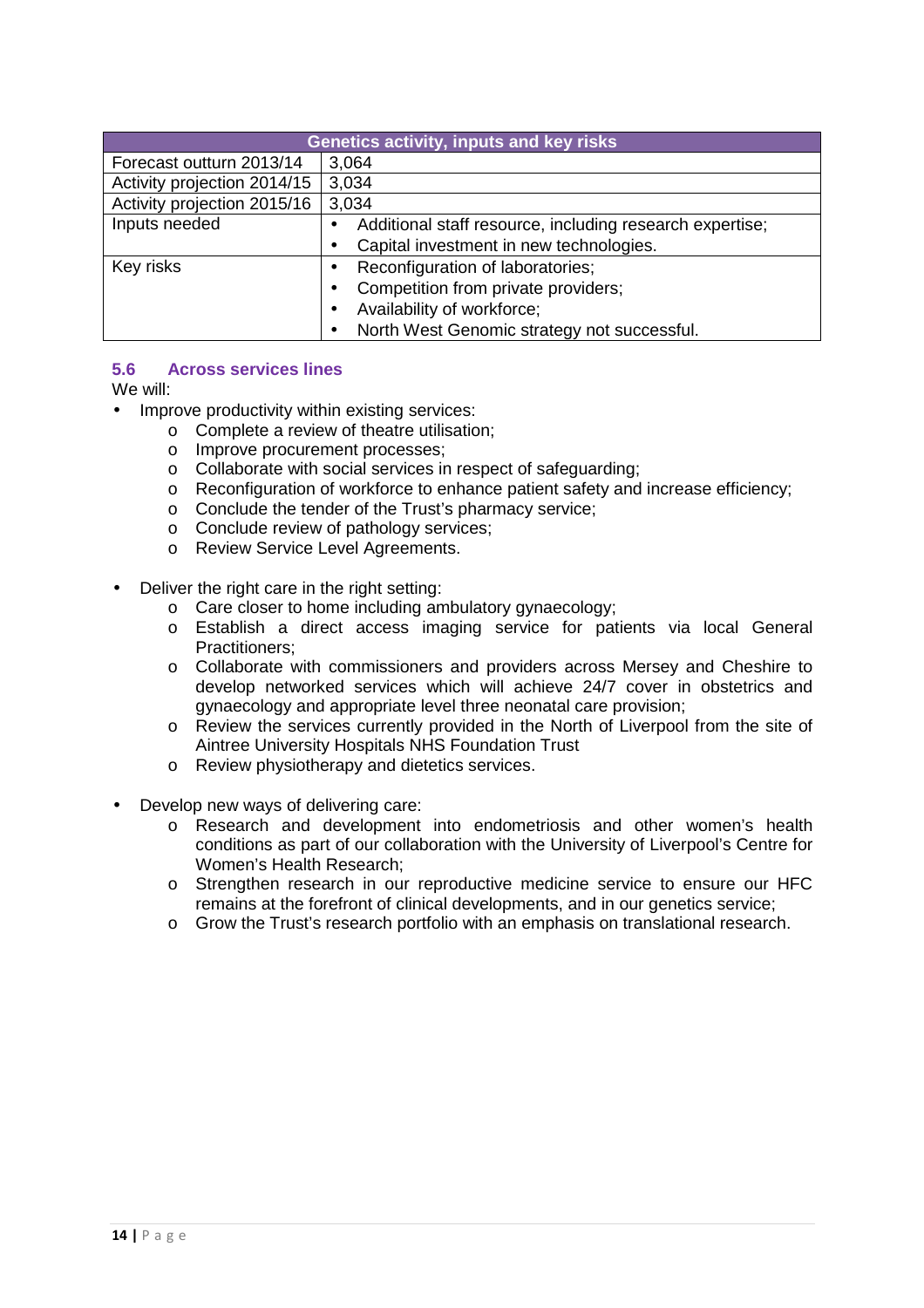| Genetics activity, inputs and key risks | |
|---|---|
| Forecast outturn 2013/14 | 3,064 |
| Activity projection 2014/15 | 3,034 |
| Activity projection 2015/16 | 3,034 |
| Inputs needed | • Additional staff resource, including research expertise;<br>• Capital investment in new technologies. |
| Key risks | • Reconfiguration of laboratories;<br>• Competition from private providers;<br>• Availability of workforce;<br>• North West Genomic strategy not successful. |

### 5.6 Across services lines

We will:

- Improve productivity within existing services:
  - Complete a review of theatre utilisation;
  - Improve procurement processes;
  - Collaborate with social services in respect of safeguarding;
  - Reconfiguration of workforce to enhance patient safety and increase efficiency;
  - Conclude the tender of the Trust's pharmacy service;
  - Conclude review of pathology services;
  - Review Service Level Agreements.

- Deliver the right care in the right setting:
  - Care closer to home including ambulatory gynaecology;
  - Establish a direct access imaging service for patients via local General Practitioners;
  - Collaborate with commissioners and providers across Mersey and Cheshire to develop networked services which will achieve 24/7 cover in obstetrics and gynaecology and appropriate level three neonatal care provision;
  - Review the services currently provided in the North of Liverpool from the site of Aintree University Hospitals NHS Foundation Trust
  - Review physiotherapy and dietetics services.

- Develop new ways of delivering care:
  - Research and development into endometriosis and other women's health conditions as part of our collaboration with the University of Liverpool's Centre for Women's Health Research;
  - Strengthen research in our reproductive medicine service to ensure our HFC remains at the forefront of clinical developments, and in our genetics service;
  - Grow the Trust's research portfolio with an emphasis on translational research.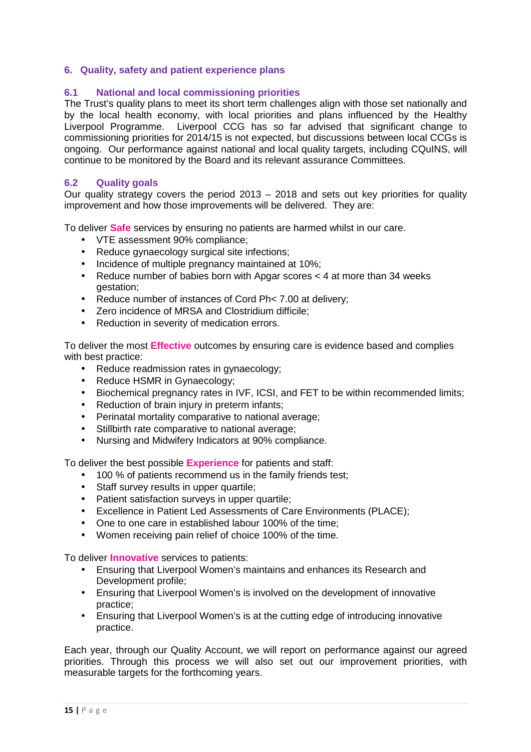## 6. Quality, safety and patient experience plans

### 6.1 National and local commissioning priorities

The Trust's quality plans to meet its short term challenges align with those set nationally and by the local health economy, with local priorities and plans influenced by the Healthy Liverpool Programme. Liverpool CCG has so far advised that significant change to commissioning priorities for 2014/15 is not expected, but discussions between local CCGs is ongoing. Our performance against national and local quality targets, including CQuINS, will continue to be monitored by the Board and its relevant assurance Committees.

### 6.2 Quality goals

Our quality strategy covers the period 2013 – 2018 and sets out key priorities for quality improvement and how those improvements will be delivered. They are:

To deliver **Safe** services by ensuring no patients are harmed whilst in our care.

- VTE assessment 90% compliance;
- Reduce gynaecology surgical site infections;
- Incidence of multiple pregnancy maintained at 10%;
- Reduce number of babies born with Apgar scores < 4 at more than 34 weeks gestation;
- Reduce number of instances of Cord Ph< 7.00 at delivery;
- Zero incidence of MRSA and Clostridium difficile;
- Reduction in severity of medication errors.

To deliver the most **Effective** outcomes by ensuring care is evidence based and complies with best practice:

- Reduce readmission rates in gynaecology;
- Reduce HSMR in Gynaecology;
- Biochemical pregnancy rates in IVF, ICSI, and FET to be within recommended limits;
- Reduction of brain injury in preterm infants;
- Perinatal mortality comparative to national average;
- Stillbirth rate comparative to national average;
- Nursing and Midwifery Indicators at 90% compliance.

To deliver the best possible **Experience** for patients and staff:

- 100 % of patients recommend us in the family friends test;
- Staff survey results in upper quartile;
- Patient satisfaction surveys in upper quartile;
- Excellence in Patient Led Assessments of Care Environments (PLACE);
- One to one care in established labour 100% of the time;
- Women receiving pain relief of choice 100% of the time.

To deliver **Innovative** services to patients:

- Ensuring that Liverpool Women's maintains and enhances its Research and Development profile;
- Ensuring that Liverpool Women's is involved on the development of innovative practice;
- Ensuring that Liverpool Women's is at the cutting edge of introducing innovative practice.

Each year, through our Quality Account, we will report on performance against our agreed priorities. Through this process we will also set out our improvement priorities, with measurable targets for the forthcoming years.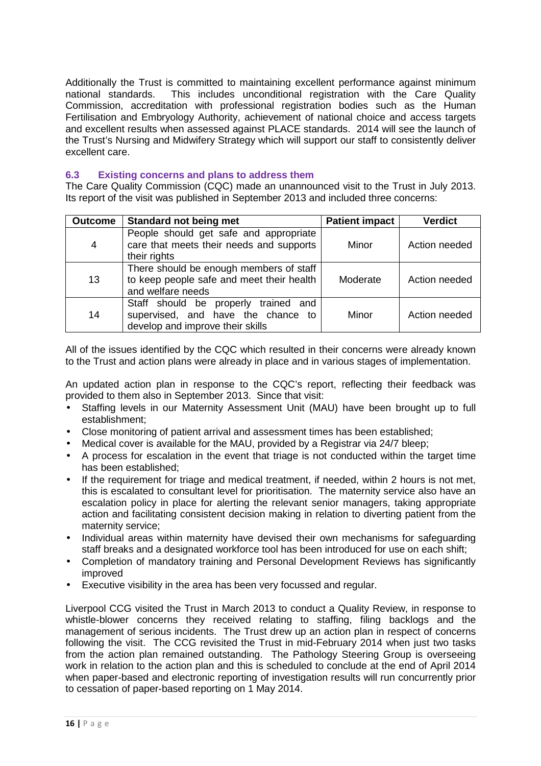Additionally the Trust is committed to maintaining excellent performance against minimum national standards. This includes unconditional registration with the Care Quality Commission, accreditation with professional registration bodies such as the Human Fertilisation and Embryology Authority, achievement of national choice and access targets and excellent results when assessed against PLACE standards. 2014 will see the launch of the Trust's Nursing and Midwifery Strategy which will support our staff to consistently deliver excellent care.

### 6.3 Existing concerns and plans to address them

The Care Quality Commission (CQC) made an unannounced visit to the Trust in July 2013. Its report of the visit was published in September 2013 and included three concerns:

| Outcome | Standard not being met | Patient impact | Verdict |
| --- | --- | --- | --- |
| 4 | People should get safe and appropriate care that meets their needs and supports their rights | Minor | Action needed |
| 13 | There should be enough members of staff to keep people safe and meet their health and welfare needs | Moderate | Action needed |
| 14 | Staff should be properly trained and supervised, and have the chance to develop and improve their skills | Minor | Action needed |

All of the issues identified by the CQC which resulted in their concerns were already known to the Trust and action plans were already in place and in various stages of implementation.

An updated action plan in response to the CQC's report, reflecting their feedback was provided to them also in September 2013. Since that visit:

- Staffing levels in our Maternity Assessment Unit (MAU) have been brought up to full establishment;
- Close monitoring of patient arrival and assessment times has been established;
- Medical cover is available for the MAU, provided by a Registrar via 24/7 bleep;
- A process for escalation in the event that triage is not conducted within the target time has been established;
- If the requirement for triage and medical treatment, if needed, within 2 hours is not met, this is escalated to consultant level for prioritisation. The maternity service also have an escalation policy in place for alerting the relevant senior managers, taking appropriate action and facilitating consistent decision making in relation to diverting patient from the maternity service;
- Individual areas within maternity have devised their own mechanisms for safeguarding staff breaks and a designated workforce tool has been introduced for use on each shift;
- Completion of mandatory training and Personal Development Reviews has significantly improved
- Executive visibility in the area has been very focussed and regular.

Liverpool CCG visited the Trust in March 2013 to conduct a Quality Review, in response to whistle-blower concerns they received relating to staffing, filing backlogs and the management of serious incidents. The Trust drew up an action plan in respect of concerns following the visit. The CCG revisited the Trust in mid-February 2014 when just two tasks from the action plan remained outstanding. The Pathology Steering Group is overseeing work in relation to the action plan and this is scheduled to conclude at the end of April 2014 when paper-based and electronic reporting of investigation results will run concurrently prior to cessation of paper-based reporting on 1 May 2014.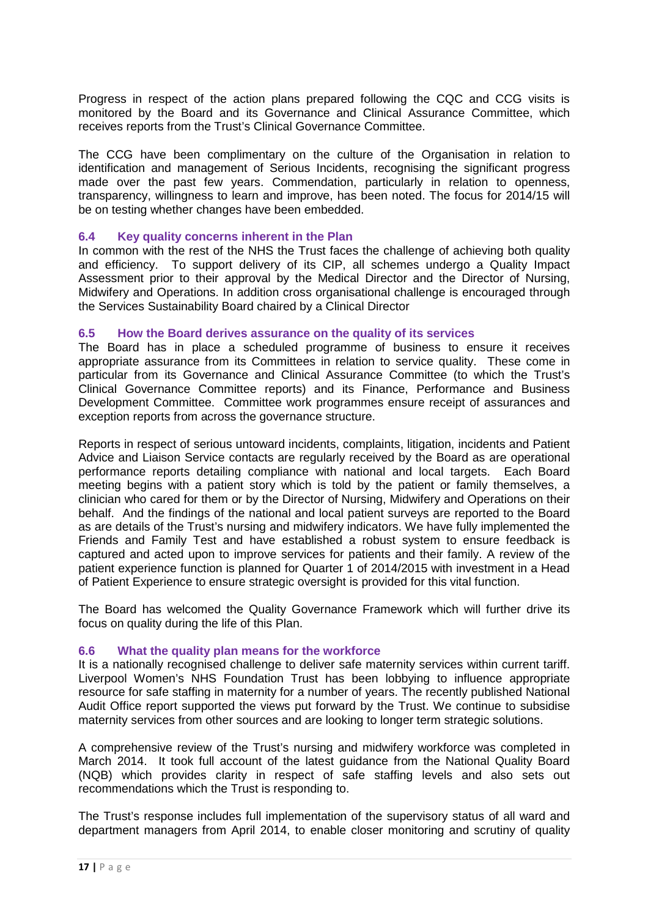Progress in respect of the action plans prepared following the CQC and CCG visits is monitored by the Board and its Governance and Clinical Assurance Committee, which receives reports from the Trust's Clinical Governance Committee.

The CCG have been complimentary on the culture of the Organisation in relation to identification and management of Serious Incidents, recognising the significant progress made over the past few years. Commendation, particularly in relation to openness, transparency, willingness to learn and improve, has been noted. The focus for 2014/15 will be on testing whether changes have been embedded.

### 6.4 Key quality concerns inherent in the Plan

In common with the rest of the NHS the Trust faces the challenge of achieving both quality and efficiency. To support delivery of its CIP, all schemes undergo a Quality Impact Assessment prior to their approval by the Medical Director and the Director of Nursing, Midwifery and Operations. In addition cross organisational challenge is encouraged through the Services Sustainability Board chaired by a Clinical Director

### 6.5 How the Board derives assurance on the quality of its services

The Board has in place a scheduled programme of business to ensure it receives appropriate assurance from its Committees in relation to service quality. These come in particular from its Governance and Clinical Assurance Committee (to which the Trust's Clinical Governance Committee reports) and its Finance, Performance and Business Development Committee. Committee work programmes ensure receipt of assurances and exception reports from across the governance structure.

Reports in respect of serious untoward incidents, complaints, litigation, incidents and Patient Advice and Liaison Service contacts are regularly received by the Board as are operational performance reports detailing compliance with national and local targets. Each Board meeting begins with a patient story which is told by the patient or family themselves, a clinician who cared for them or by the Director of Nursing, Midwifery and Operations on their behalf. And the findings of the national and local patient surveys are reported to the Board as are details of the Trust's nursing and midwifery indicators. We have fully implemented the Friends and Family Test and have established a robust system to ensure feedback is captured and acted upon to improve services for patients and their family. A review of the patient experience function is planned for Quarter 1 of 2014/2015 with investment in a Head of Patient Experience to ensure strategic oversight is provided for this vital function.

The Board has welcomed the Quality Governance Framework which will further drive its focus on quality during the life of this Plan.

### 6.6 What the quality plan means for the workforce

It is a nationally recognised challenge to deliver safe maternity services within current tariff. Liverpool Women's NHS Foundation Trust has been lobbying to influence appropriate resource for safe staffing in maternity for a number of years. The recently published National Audit Office report supported the views put forward by the Trust. We continue to subsidise maternity services from other sources and are looking to longer term strategic solutions.

A comprehensive review of the Trust's nursing and midwifery workforce was completed in March 2014. It took full account of the latest guidance from the National Quality Board (NQB) which provides clarity in respect of safe staffing levels and also sets out recommendations which the Trust is responding to.

The Trust's response includes full implementation of the supervisory status of all ward and department managers from April 2014, to enable closer monitoring and scrutiny of quality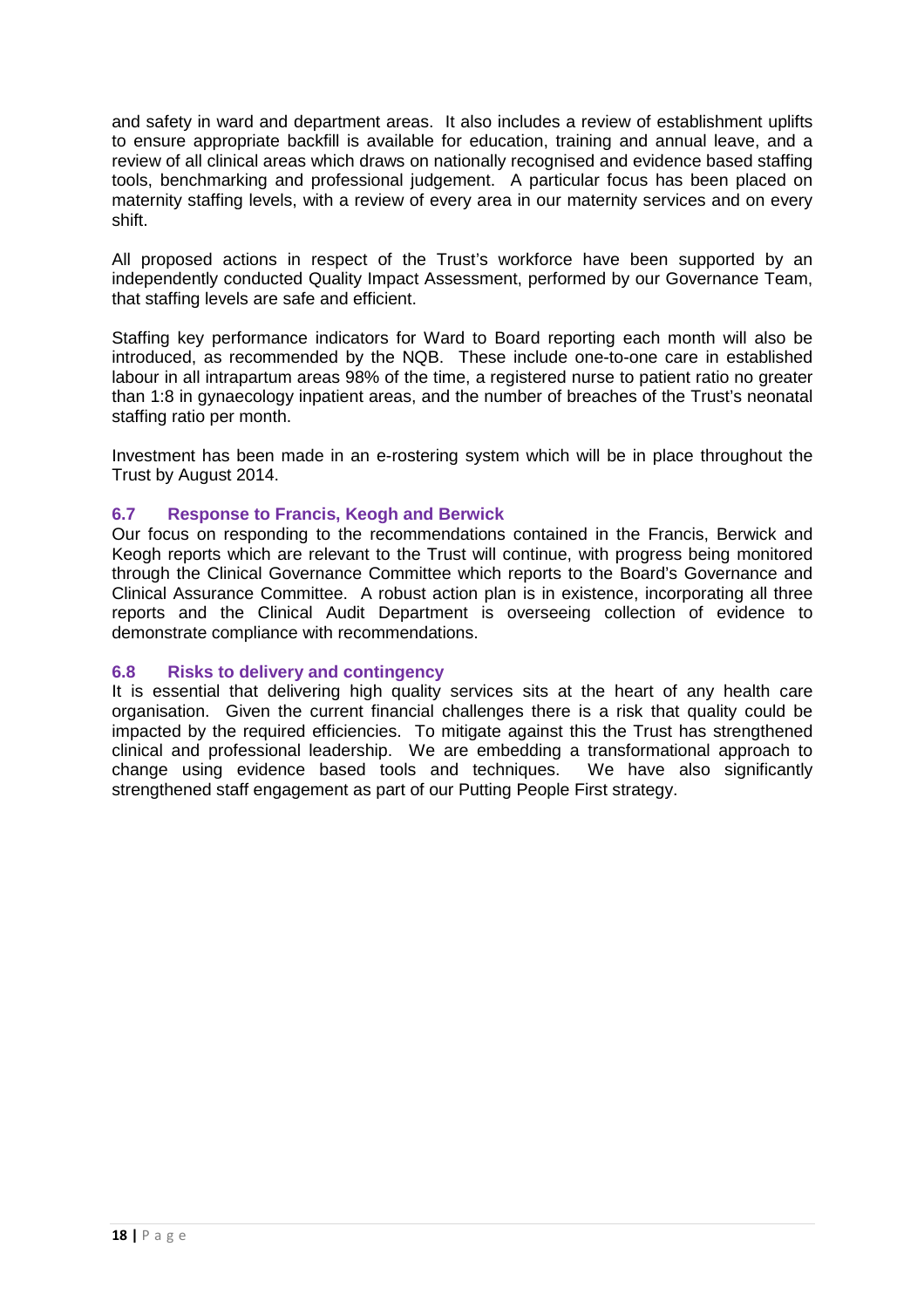and safety in ward and department areas. It also includes a review of establishment uplifts to ensure appropriate backfill is available for education, training and annual leave, and a review of all clinical areas which draws on nationally recognised and evidence based staffing tools, benchmarking and professional judgement. A particular focus has been placed on maternity staffing levels, with a review of every area in our maternity services and on every shift.

All proposed actions in respect of the Trust's workforce have been supported by an independently conducted Quality Impact Assessment, performed by our Governance Team, that staffing levels are safe and efficient.

Staffing key performance indicators for Ward to Board reporting each month will also be introduced, as recommended by the NQB. These include one-to-one care in established labour in all intrapartum areas 98% of the time, a registered nurse to patient ratio no greater than 1:8 in gynaecology inpatient areas, and the number of breaches of the Trust's neonatal staffing ratio per month.

Investment has been made in an e-rostering system which will be in place throughout the Trust by August 2014.

### 6.7 Response to Francis, Keogh and Berwick

Our focus on responding to the recommendations contained in the Francis, Berwick and Keogh reports which are relevant to the Trust will continue, with progress being monitored through the Clinical Governance Committee which reports to the Board's Governance and Clinical Assurance Committee. A robust action plan is in existence, incorporating all three reports and the Clinical Audit Department is overseeing collection of evidence to demonstrate compliance with recommendations.

### 6.8 Risks to delivery and contingency

It is essential that delivering high quality services sits at the heart of any health care organisation. Given the current financial challenges there is a risk that quality could be impacted by the required efficiencies. To mitigate against this the Trust has strengthened clinical and professional leadership. We are embedding a transformational approach to change using evidence based tools and techniques. We have also significantly strengthened staff engagement as part of our Putting People First strategy.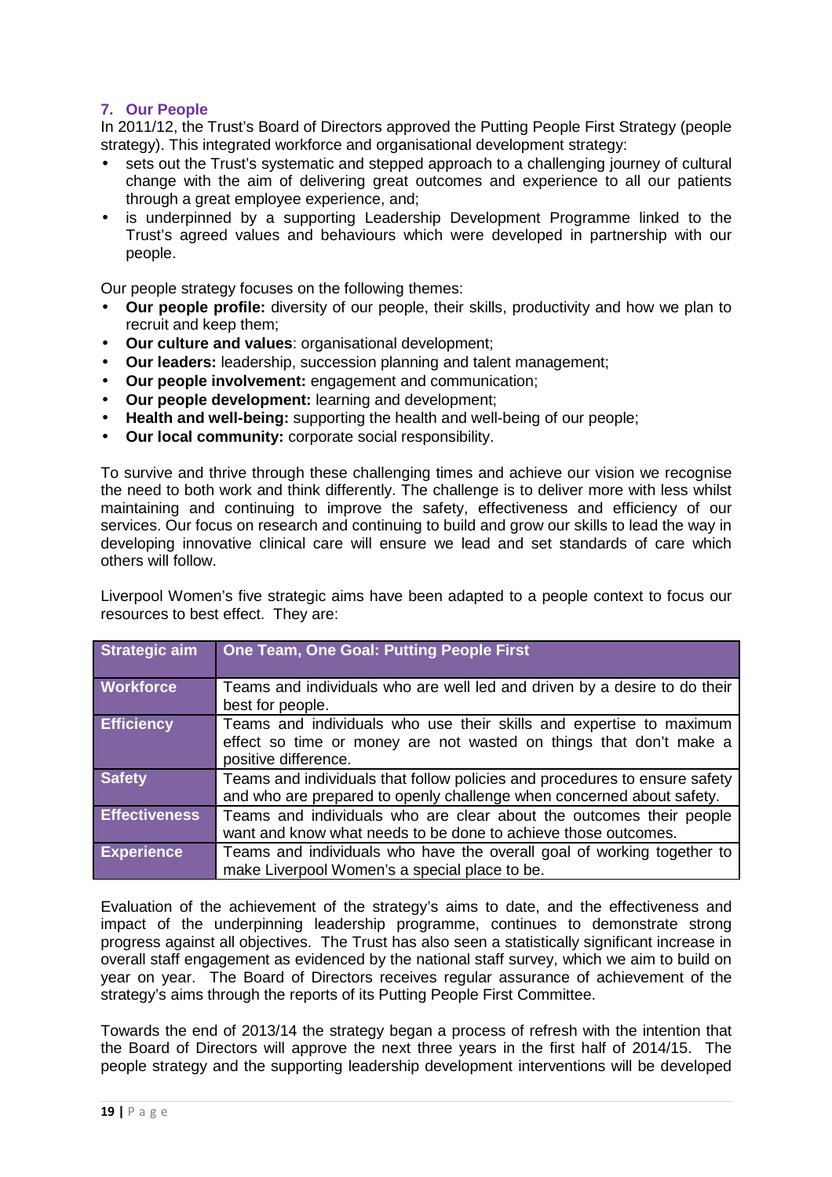## 7. Our People

In 2011/12, the Trust's Board of Directors approved the Putting People First Strategy (people strategy). This integrated workforce and organisational development strategy:

- sets out the Trust's systematic and stepped approach to a challenging journey of cultural change with the aim of delivering great outcomes and experience to all our patients through a great employee experience, and;
- is underpinned by a supporting Leadership Development Programme linked to the Trust's agreed values and behaviours which were developed in partnership with our people.

Our people strategy focuses on the following themes:

- **Our people profile:** diversity of our people, their skills, productivity and how we plan to recruit and keep them;
- **Our culture and values**: organisational development;
- **Our leaders:** leadership, succession planning and talent management;
- **Our people involvement:** engagement and communication;
- **Our people development:** learning and development;
- **Health and well-being:** supporting the health and well-being of our people;
- **Our local community:** corporate social responsibility.

To survive and thrive through these challenging times and achieve our vision we recognise the need to both work and think differently. The challenge is to deliver more with less whilst maintaining and continuing to improve the safety, effectiveness and efficiency of our services. Our focus on research and continuing to build and grow our skills to lead the way in developing innovative clinical care will ensure we lead and set standards of care which others will follow.

Liverpool Women's five strategic aims have been adapted to a people context to focus our resources to best effect. They are:

| Strategic aim | One Team, One Goal: Putting People First |
|---|---|
| Workforce | Teams and individuals who are well led and driven by a desire to do their best for people. |
| Efficiency | Teams and individuals who use their skills and expertise to maximum effect so time or money are not wasted on things that don't make a positive difference. |
| Safety | Teams and individuals that follow policies and procedures to ensure safety and who are prepared to openly challenge when concerned about safety. |
| Effectiveness | Teams and individuals who are clear about the outcomes their people want and know what needs to be done to achieve those outcomes. |
| Experience | Teams and individuals who have the overall goal of working together to make Liverpool Women's a special place to be. |

Evaluation of the achievement of the strategy's aims to date, and the effectiveness and impact of the underpinning leadership programme, continues to demonstrate strong progress against all objectives. The Trust has also seen a statistically significant increase in overall staff engagement as evidenced by the national staff survey, which we aim to build on year on year. The Board of Directors receives regular assurance of achievement of the strategy's aims through the reports of its Putting People First Committee.

Towards the end of 2013/14 the strategy began a process of refresh with the intention that the Board of Directors will approve the next three years in the first half of 2014/15. The people strategy and the supporting leadership development interventions will be developed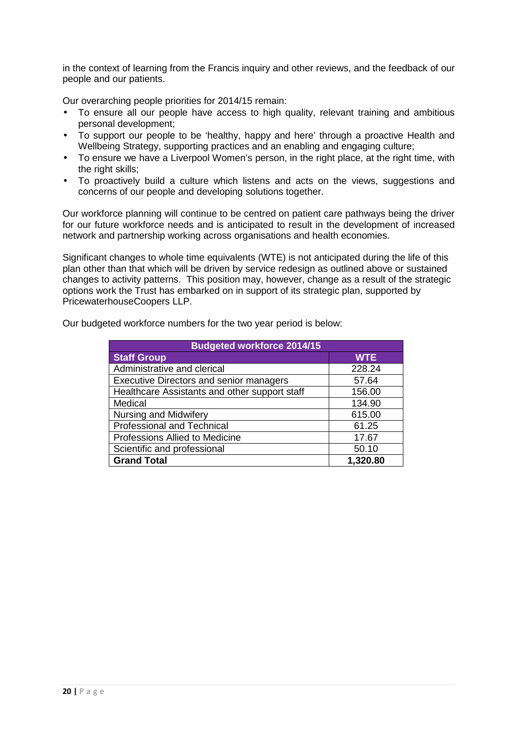in the context of learning from the Francis inquiry and other reviews, and the feedback of our people and our patients.

Our overarching people priorities for 2014/15 remain:

- To ensure all our people have access to high quality, relevant training and ambitious personal development;
- To support our people to be 'healthy, happy and here' through a proactive Health and Wellbeing Strategy, supporting practices and an enabling and engaging culture;
- To ensure we have a Liverpool Women's person, in the right place, at the right time, with the right skills;
- To proactively build a culture which listens and acts on the views, suggestions and concerns of our people and developing solutions together.

Our workforce planning will continue to be centred on patient care pathways being the driver for our future workforce needs and is anticipated to result in the development of increased network and partnership working across organisations and health economies.

Significant changes to whole time equivalents (WTE) is not anticipated during the life of this plan other than that which will be driven by service redesign as outlined above or sustained changes to activity patterns. This position may, however, change as a result of the strategic options work the Trust has embarked on in support of its strategic plan, supported by PricewaterhouseCoopers LLP.

Our budgeted workforce numbers for the two year period is below:

| Budgeted workforce 2014/15 | |
|---|---|
| **Staff Group** | **WTE** |
| Administrative and clerical | 228.24 |
| Executive Directors and senior managers | 57.64 |
| Healthcare Assistants and other support staff | 156.00 |
| Medical | 134.90 |
| Nursing and Midwifery | 615.00 |
| Professional and Technical | 61.25 |
| Professions Allied to Medicine | 17.67 |
| Scientific and professional | 50.10 |
| **Grand Total** | **1,320.80** |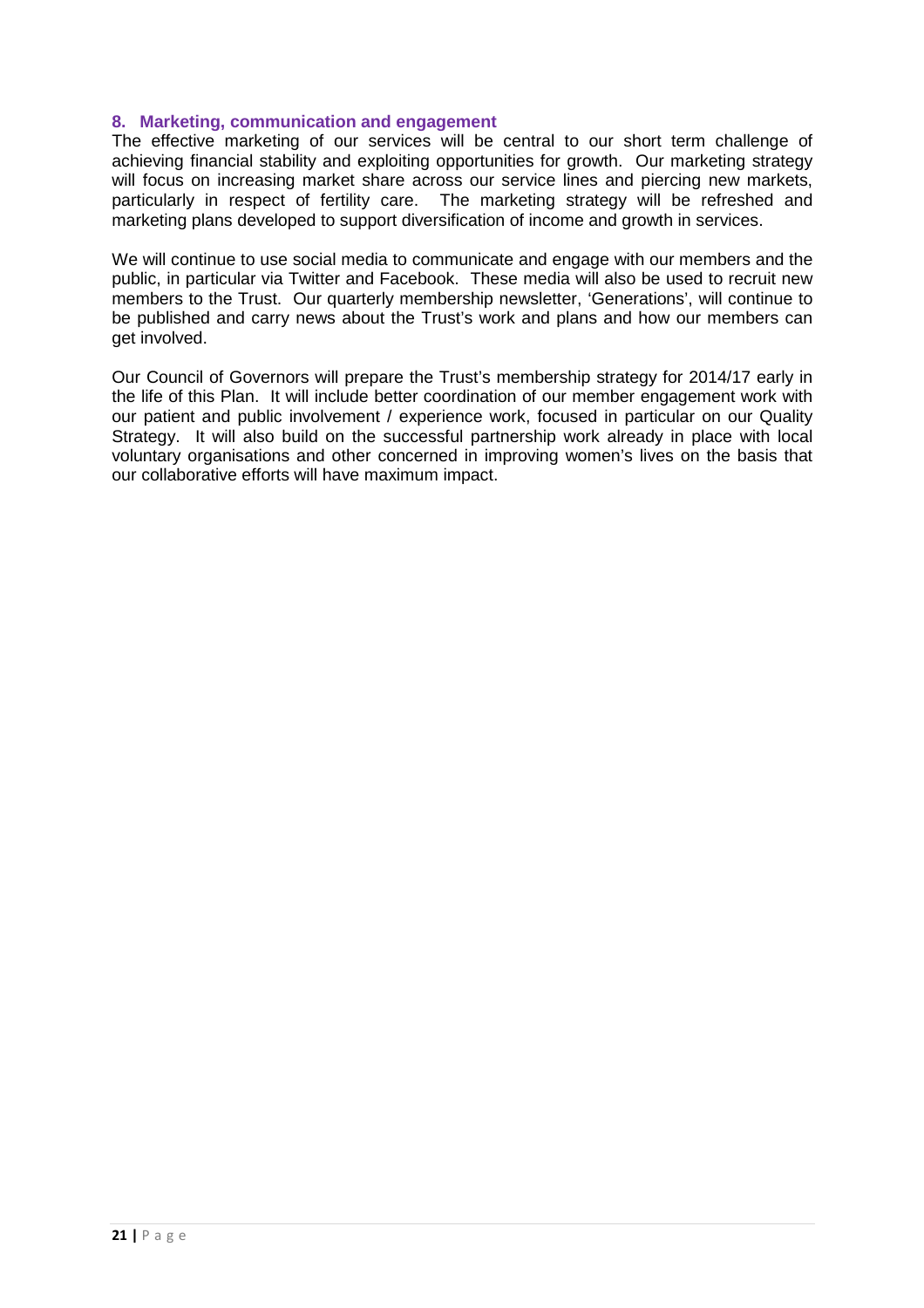## 8. Marketing, communication and engagement

The effective marketing of our services will be central to our short term challenge of achieving financial stability and exploiting opportunities for growth. Our marketing strategy will focus on increasing market share across our service lines and piercing new markets, particularly in respect of fertility care. The marketing strategy will be refreshed and marketing plans developed to support diversification of income and growth in services.

We will continue to use social media to communicate and engage with our members and the public, in particular via Twitter and Facebook. These media will also be used to recruit new members to the Trust. Our quarterly membership newsletter, 'Generations', will continue to be published and carry news about the Trust's work and plans and how our members can get involved.

Our Council of Governors will prepare the Trust's membership strategy for 2014/17 early in the life of this Plan. It will include better coordination of our member engagement work with our patient and public involvement / experience work, focused in particular on our Quality Strategy. It will also build on the successful partnership work already in place with local voluntary organisations and other concerned in improving women's lives on the basis that our collaborative efforts will have maximum impact.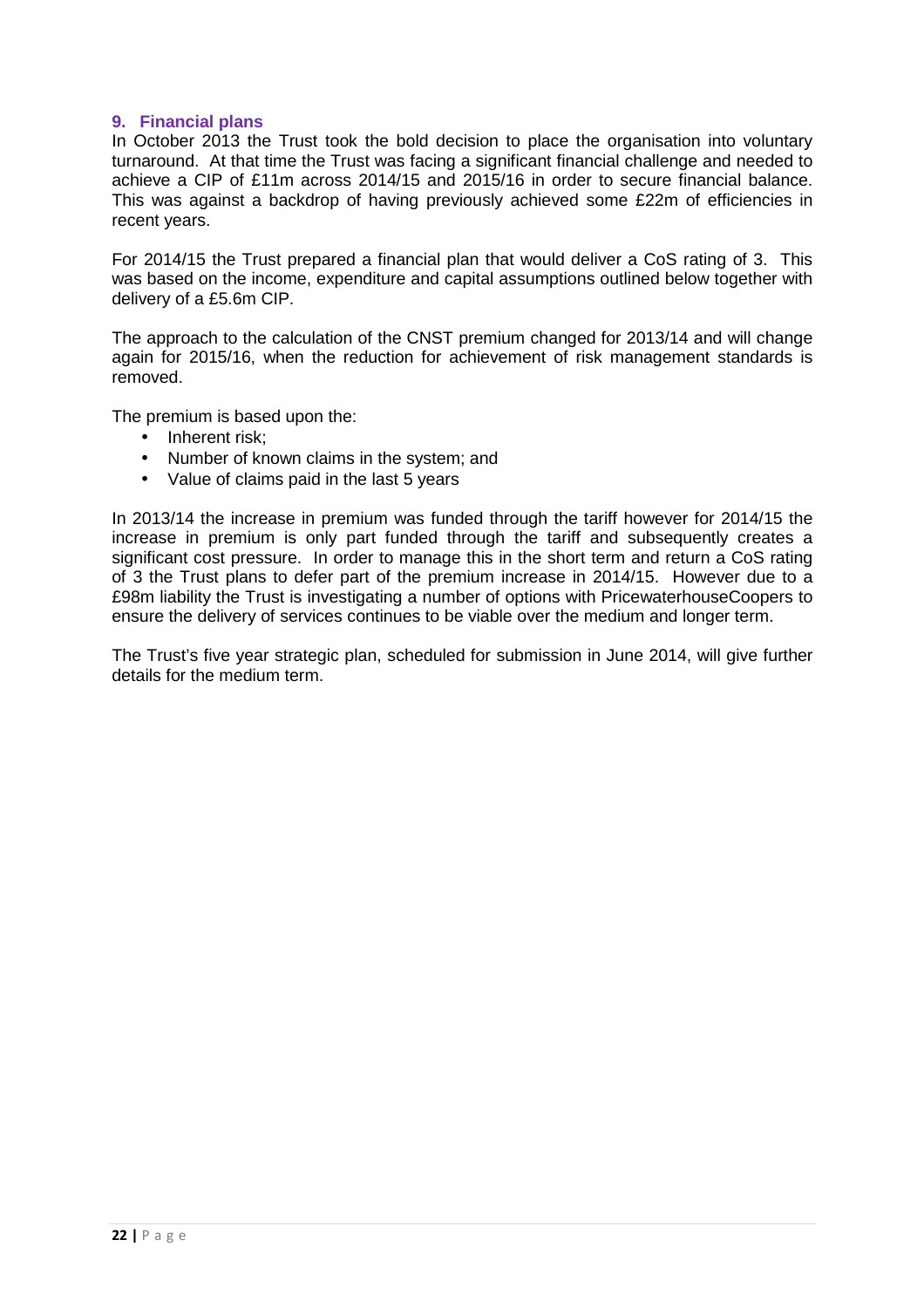## 9. Financial plans

In October 2013 the Trust took the bold decision to place the organisation into voluntary turnaround. At that time the Trust was facing a significant financial challenge and needed to achieve a CIP of £11m across 2014/15 and 2015/16 in order to secure financial balance. This was against a backdrop of having previously achieved some £22m of efficiencies in recent years.

For 2014/15 the Trust prepared a financial plan that would deliver a CoS rating of 3. This was based on the income, expenditure and capital assumptions outlined below together with delivery of a £5.6m CIP.

The approach to the calculation of the CNST premium changed for 2013/14 and will change again for 2015/16, when the reduction for achievement of risk management standards is removed.

The premium is based upon the:

- Inherent risk;
- Number of known claims in the system; and
- Value of claims paid in the last 5 years

In 2013/14 the increase in premium was funded through the tariff however for 2014/15 the increase in premium is only part funded through the tariff and subsequently creates a significant cost pressure. In order to manage this in the short term and return a CoS rating of 3 the Trust plans to defer part of the premium increase in 2014/15. However due to a £98m liability the Trust is investigating a number of options with PricewaterhouseCoopers to ensure the delivery of services continues to be viable over the medium and longer term.

The Trust's five year strategic plan, scheduled for submission in June 2014, will give further details for the medium term.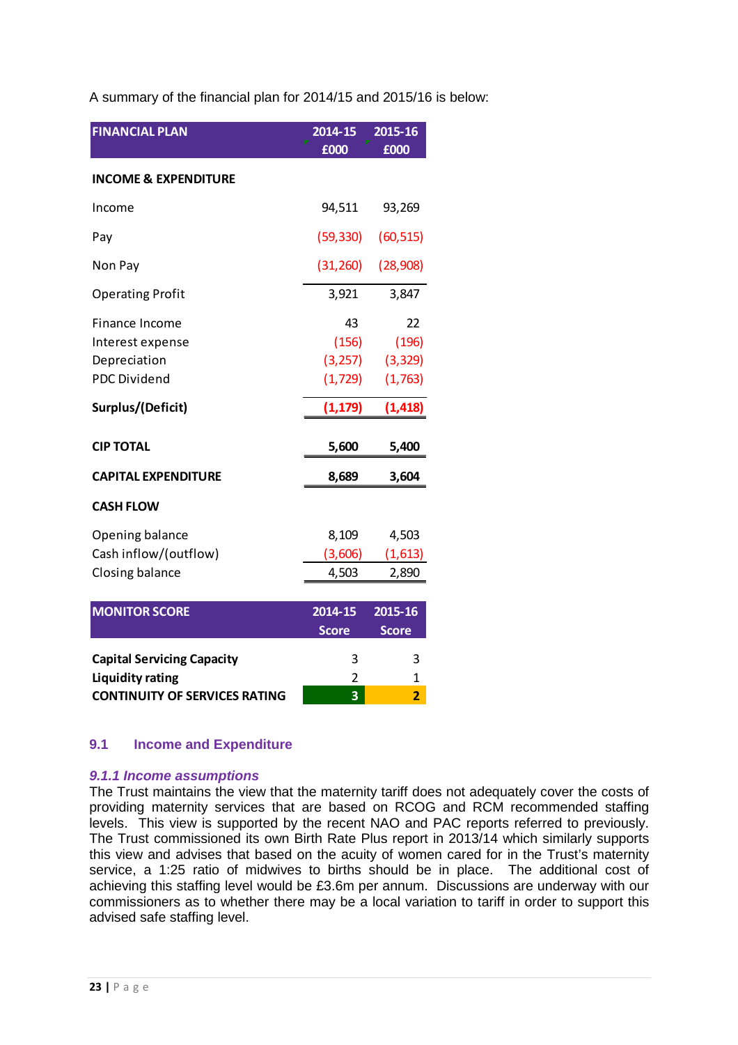A summary of the financial plan for 2014/15 and 2015/16 is below:

| FINANCIAL PLAN | 2014-15 £000 | 2015-16 £000 |
|---|---|---|
| **INCOME & EXPENDITURE** | | |
| Income | 94,511 | 93,269 |
| Pay | (59,330) | (60,515) |
| Non Pay | (31,260) | (28,908) |
| Operating Profit | 3,921 | 3,847 |
| Finance Income | 43 | 22 |
| Interest expense | (156) | (196) |
| Depreciation | (3,257) | (3,329) |
| PDC Dividend | (1,729) | (1,763) |
| **Surplus/(Deficit)** | **(1,179)** | **(1,418)** |
| **CIP TOTAL** | **5,600** | **5,400** |
| **CAPITAL EXPENDITURE** | **8,689** | **3,604** |
| **CASH FLOW** | | |
| Opening balance | 8,109 | 4,503 |
| Cash inflow/(outflow) | (3,606) | (1,613) |
| Closing balance | 4,503 | 2,890 |

| MONITOR SCORE | 2014-15 Score | 2015-16 Score |
|---|---|---|
| **Capital Servicing Capacity** | 3 | 3 |
| **Liquidity rating** | 2 | 1 |
| **CONTINUITY OF SERVICES RATING** | **3** | **2** |

## 9.1 Income and Expenditure

### *9.1.1 Income assumptions*

The Trust maintains the view that the maternity tariff does not adequately cover the costs of providing maternity services that are based on RCOG and RCM recommended staffing levels. This view is supported by the recent NAO and PAC reports referred to previously. The Trust commissioned its own Birth Rate Plus report in 2013/14 which similarly supports this view and advises that based on the acuity of women cared for in the Trust's maternity service, a 1:25 ratio of midwives to births should be in place. The additional cost of achieving this staffing level would be £3.6m per annum. Discussions are underway with our commissioners as to whether there may be a local variation to tariff in order to support this advised safe staffing level.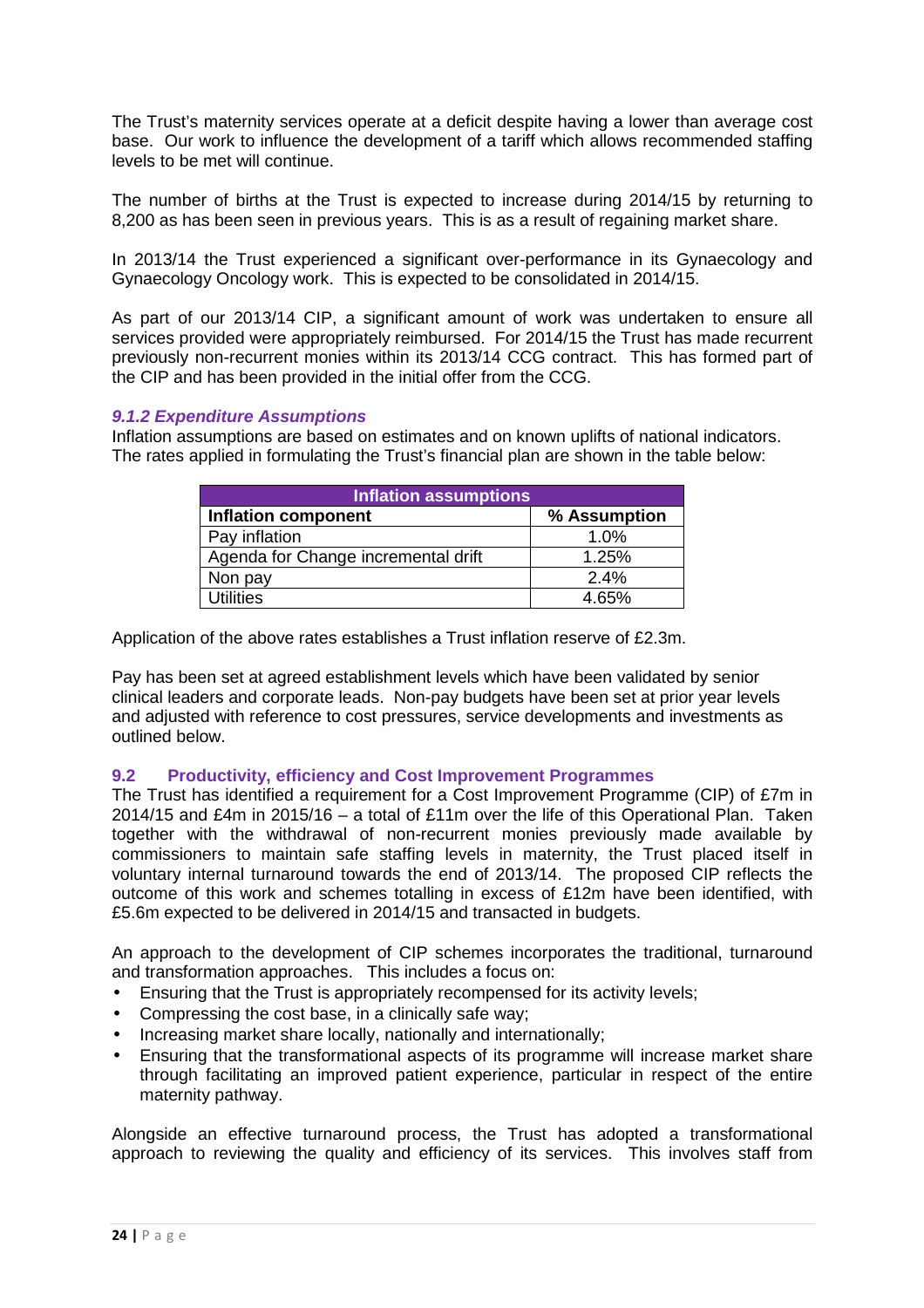The Trust's maternity services operate at a deficit despite having a lower than average cost base. Our work to influence the development of a tariff which allows recommended staffing levels to be met will continue.

The number of births at the Trust is expected to increase during 2014/15 by returning to 8,200 as has been seen in previous years. This is as a result of regaining market share.

In 2013/14 the Trust experienced a significant over-performance in its Gynaecology and Gynaecology Oncology work. This is expected to be consolidated in 2014/15.

As part of our 2013/14 CIP, a significant amount of work was undertaken to ensure all services provided were appropriately reimbursed. For 2014/15 the Trust has made recurrent previously non-recurrent monies within its 2013/14 CCG contract. This has formed part of the CIP and has been provided in the initial offer from the CCG.

#### *9.1.2 Expenditure Assumptions*

Inflation assumptions are based on estimates and on known uplifts of national indicators. The rates applied in formulating the Trust's financial plan are shown in the table below:

| Inflation assumptions | |
|---|---|
| **Inflation component** | **% Assumption** |
| Pay inflation | 1.0% |
| Agenda for Change incremental drift | 1.25% |
| Non pay | 2.4% |
| Utilities | 4.65% |

Application of the above rates establishes a Trust inflation reserve of £2.3m.

Pay has been set at agreed establishment levels which have been validated by senior clinical leaders and corporate leads. Non-pay budgets have been set at prior year levels and adjusted with reference to cost pressures, service developments and investments as outlined below.

### 9.2 Productivity, efficiency and Cost Improvement Programmes

The Trust has identified a requirement for a Cost Improvement Programme (CIP) of £7m in 2014/15 and £4m in 2015/16 – a total of £11m over the life of this Operational Plan. Taken together with the withdrawal of non-recurrent monies previously made available by commissioners to maintain safe staffing levels in maternity, the Trust placed itself in voluntary internal turnaround towards the end of 2013/14. The proposed CIP reflects the outcome of this work and schemes totalling in excess of £12m have been identified, with £5.6m expected to be delivered in 2014/15 and transacted in budgets.

An approach to the development of CIP schemes incorporates the traditional, turnaround and transformation approaches. This includes a focus on:

- Ensuring that the Trust is appropriately recompensed for its activity levels;
- Compressing the cost base, in a clinically safe way;
- Increasing market share locally, nationally and internationally;
- Ensuring that the transformational aspects of its programme will increase market share through facilitating an improved patient experience, particular in respect of the entire maternity pathway.

Alongside an effective turnaround process, the Trust has adopted a transformational approach to reviewing the quality and efficiency of its services. This involves staff from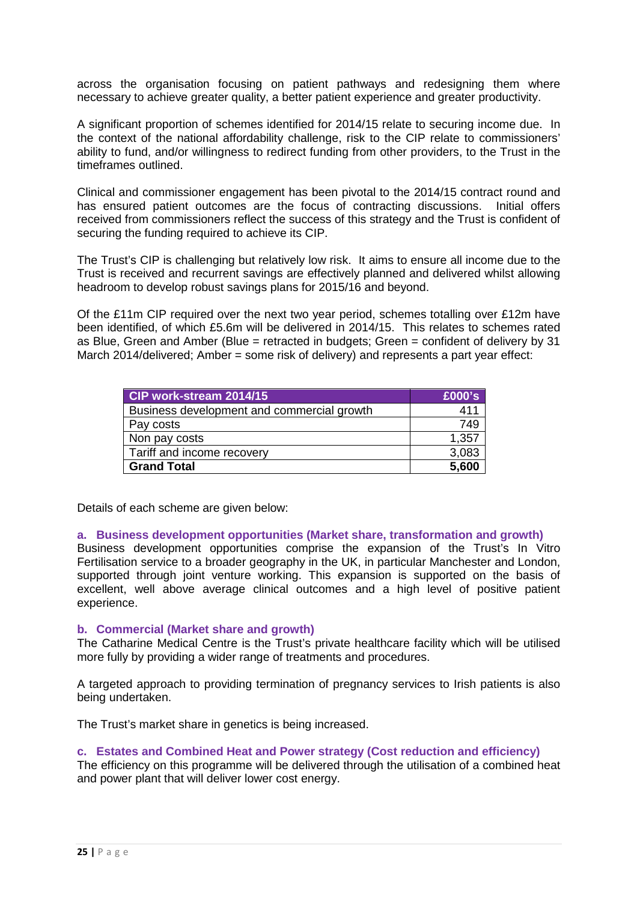across the organisation focusing on patient pathways and redesigning them where necessary to achieve greater quality, a better patient experience and greater productivity.

A significant proportion of schemes identified for 2014/15 relate to securing income due. In the context of the national affordability challenge, risk to the CIP relate to commissioners' ability to fund, and/or willingness to redirect funding from other providers, to the Trust in the timeframes outlined.

Clinical and commissioner engagement has been pivotal to the 2014/15 contract round and has ensured patient outcomes are the focus of contracting discussions. Initial offers received from commissioners reflect the success of this strategy and the Trust is confident of securing the funding required to achieve its CIP.

The Trust's CIP is challenging but relatively low risk. It aims to ensure all income due to the Trust is received and recurrent savings are effectively planned and delivered whilst allowing headroom to develop robust savings plans for 2015/16 and beyond.

Of the £11m CIP required over the next two year period, schemes totalling over £12m have been identified, of which £5.6m will be delivered in 2014/15. This relates to schemes rated as Blue, Green and Amber (Blue = retracted in budgets; Green = confident of delivery by 31 March 2014/delivered; Amber = some risk of delivery) and represents a part year effect:

| CIP work-stream 2014/15 | £000's |
|---|---|
| Business development and commercial growth | 411 |
| Pay costs | 749 |
| Non pay costs | 1,357 |
| Tariff and income recovery | 3,083 |
| **Grand Total** | **5,600** |

Details of each scheme are given below:

**a. Business development opportunities (Market share, transformation and growth)**

Business development opportunities comprise the expansion of the Trust's In Vitro Fertilisation service to a broader geography in the UK, in particular Manchester and London, supported through joint venture working. This expansion is supported on the basis of excellent, well above average clinical outcomes and a high level of positive patient experience.

**b. Commercial (Market share and growth)**

The Catharine Medical Centre is the Trust's private healthcare facility which will be utilised more fully by providing a wider range of treatments and procedures.

A targeted approach to providing termination of pregnancy services to Irish patients is also being undertaken.

The Trust's market share in genetics is being increased.

**c. Estates and Combined Heat and Power strategy (Cost reduction and efficiency)**

The efficiency on this programme will be delivered through the utilisation of a combined heat and power plant that will deliver lower cost energy.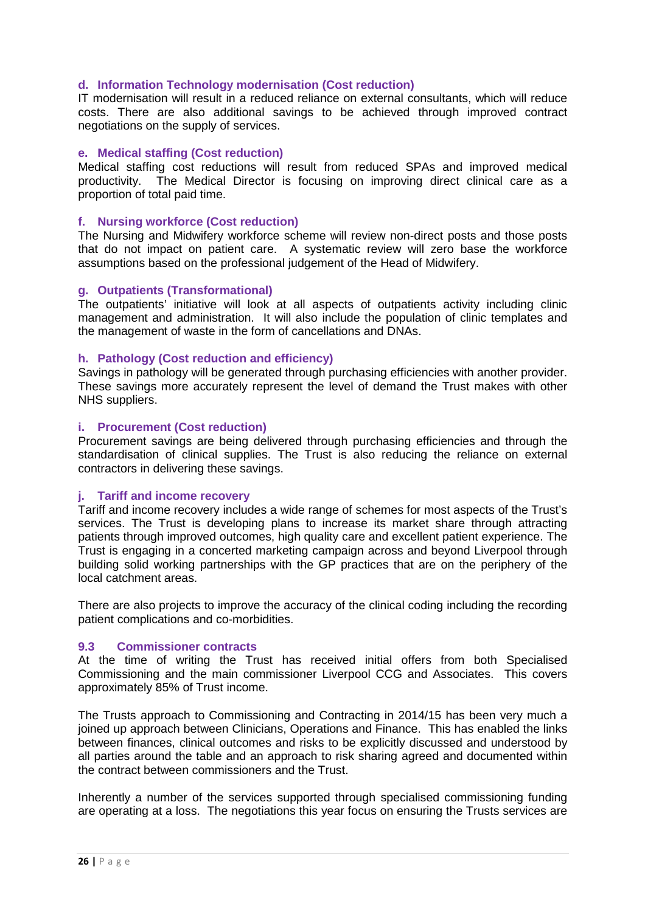### d. Information Technology modernisation (Cost reduction)

IT modernisation will result in a reduced reliance on external consultants, which will reduce costs. There are also additional savings to be achieved through improved contract negotiations on the supply of services.

### e. Medical staffing (Cost reduction)

Medical staffing cost reductions will result from reduced SPAs and improved medical productivity. The Medical Director is focusing on improving direct clinical care as a proportion of total paid time.

### f. Nursing workforce (Cost reduction)

The Nursing and Midwifery workforce scheme will review non-direct posts and those posts that do not impact on patient care. A systematic review will zero base the workforce assumptions based on the professional judgement of the Head of Midwifery.

### g. Outpatients (Transformational)

The outpatients' initiative will look at all aspects of outpatients activity including clinic management and administration. It will also include the population of clinic templates and the management of waste in the form of cancellations and DNAs.

### h. Pathology (Cost reduction and efficiency)

Savings in pathology will be generated through purchasing efficiencies with another provider. These savings more accurately represent the level of demand the Trust makes with other NHS suppliers.

### i. Procurement (Cost reduction)

Procurement savings are being delivered through purchasing efficiencies and through the standardisation of clinical supplies. The Trust is also reducing the reliance on external contractors in delivering these savings.

### j. Tariff and income recovery

Tariff and income recovery includes a wide range of schemes for most aspects of the Trust's services. The Trust is developing plans to increase its market share through attracting patients through improved outcomes, high quality care and excellent patient experience. The Trust is engaging in a concerted marketing campaign across and beyond Liverpool through building solid working partnerships with the GP practices that are on the periphery of the local catchment areas.

There are also projects to improve the accuracy of the clinical coding including the recording patient complications and co-morbidities.

## 9.3 Commissioner contracts

At the time of writing the Trust has received initial offers from both Specialised Commissioning and the main commissioner Liverpool CCG and Associates. This covers approximately 85% of Trust income.

The Trusts approach to Commissioning and Contracting in 2014/15 has been very much a joined up approach between Clinicians, Operations and Finance. This has enabled the links between finances, clinical outcomes and risks to be explicitly discussed and understood by all parties around the table and an approach to risk sharing agreed and documented within the contract between commissioners and the Trust.

Inherently a number of the services supported through specialised commissioning funding are operating at a loss. The negotiations this year focus on ensuring the Trusts services are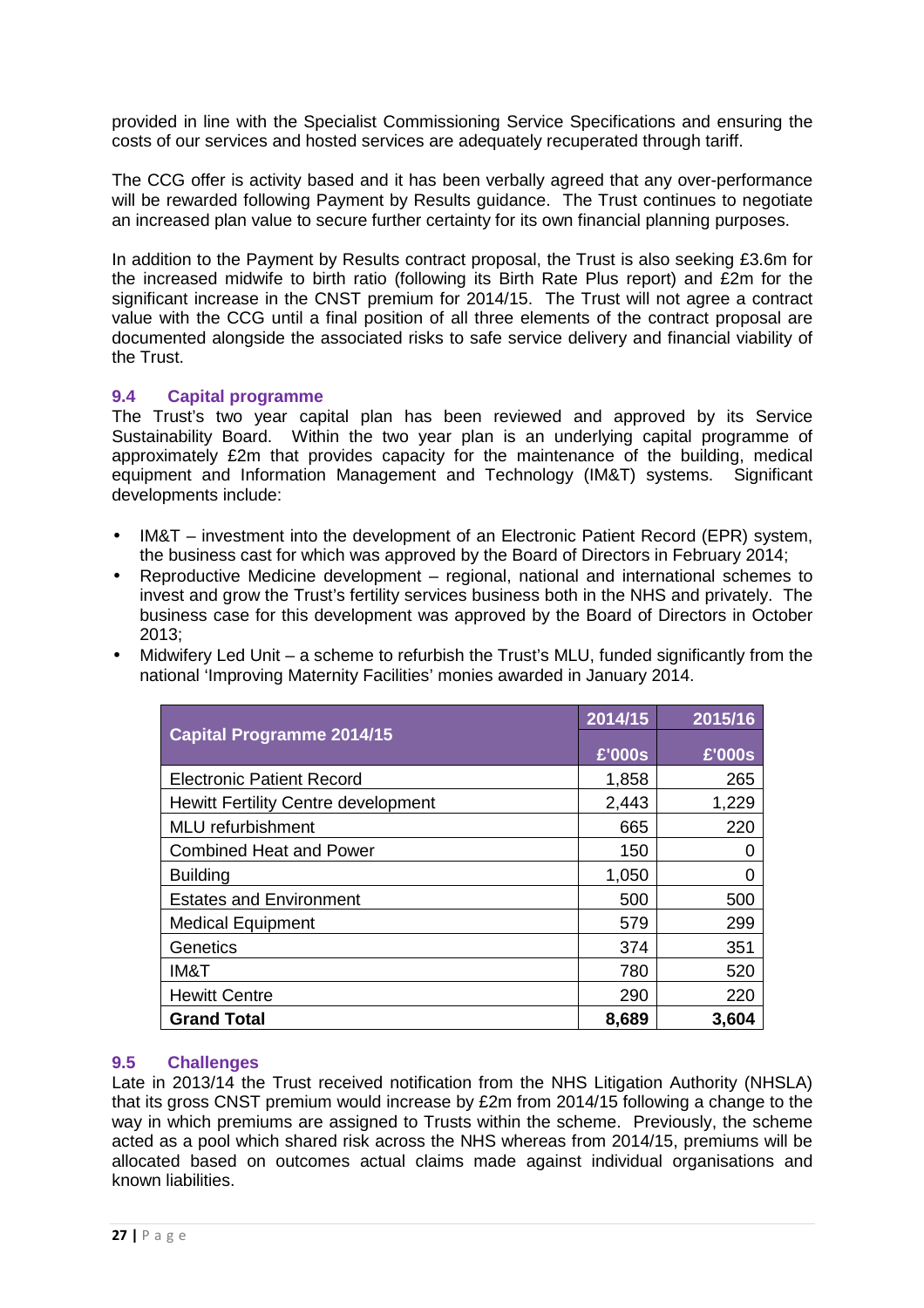provided in line with the Specialist Commissioning Service Specifications and ensuring the costs of our services and hosted services are adequately recuperated through tariff.

The CCG offer is activity based and it has been verbally agreed that any over-performance will be rewarded following Payment by Results guidance. The Trust continues to negotiate an increased plan value to secure further certainty for its own financial planning purposes.

In addition to the Payment by Results contract proposal, the Trust is also seeking £3.6m for the increased midwife to birth ratio (following its Birth Rate Plus report) and £2m for the significant increase in the CNST premium for 2014/15. The Trust will not agree a contract value with the CCG until a final position of all three elements of the contract proposal are documented alongside the associated risks to safe service delivery and financial viability of the Trust.

### 9.4 Capital programme

The Trust's two year capital plan has been reviewed and approved by its Service Sustainability Board. Within the two year plan is an underlying capital programme of approximately £2m that provides capacity for the maintenance of the building, medical equipment and Information Management and Technology (IM&T) systems. Significant developments include:

- IM&T – investment into the development of an Electronic Patient Record (EPR) system, the business cast for which was approved by the Board of Directors in February 2014;
- Reproductive Medicine development – regional, national and international schemes to invest and grow the Trust's fertility services business both in the NHS and privately. The business case for this development was approved by the Board of Directors in October 2013;
- Midwifery Led Unit – a scheme to refurbish the Trust's MLU, funded significantly from the national 'Improving Maternity Facilities' monies awarded in January 2014.

| Capital Programme 2014/15 | 2014/15 | 2015/16 |
|---|---|---|
| | £'000s | £'000s |
| Electronic Patient Record | 1,858 | 265 |
| Hewitt Fertility Centre development | 2,443 | 1,229 |
| MLU refurbishment | 665 | 220 |
| Combined Heat and Power | 150 | 0 |
| Building | 1,050 | 0 |
| Estates and Environment | 500 | 500 |
| Medical Equipment | 579 | 299 |
| Genetics | 374 | 351 |
| IM&T | 780 | 520 |
| Hewitt Centre | 290 | 220 |
| **Grand Total** | **8,689** | **3,604** |

### 9.5 Challenges

Late in 2013/14 the Trust received notification from the NHS Litigation Authority (NHSLA) that its gross CNST premium would increase by £2m from 2014/15 following a change to the way in which premiums are assigned to Trusts within the scheme. Previously, the scheme acted as a pool which shared risk across the NHS whereas from 2014/15, premiums will be allocated based on outcomes actual claims made against individual organisations and known liabilities.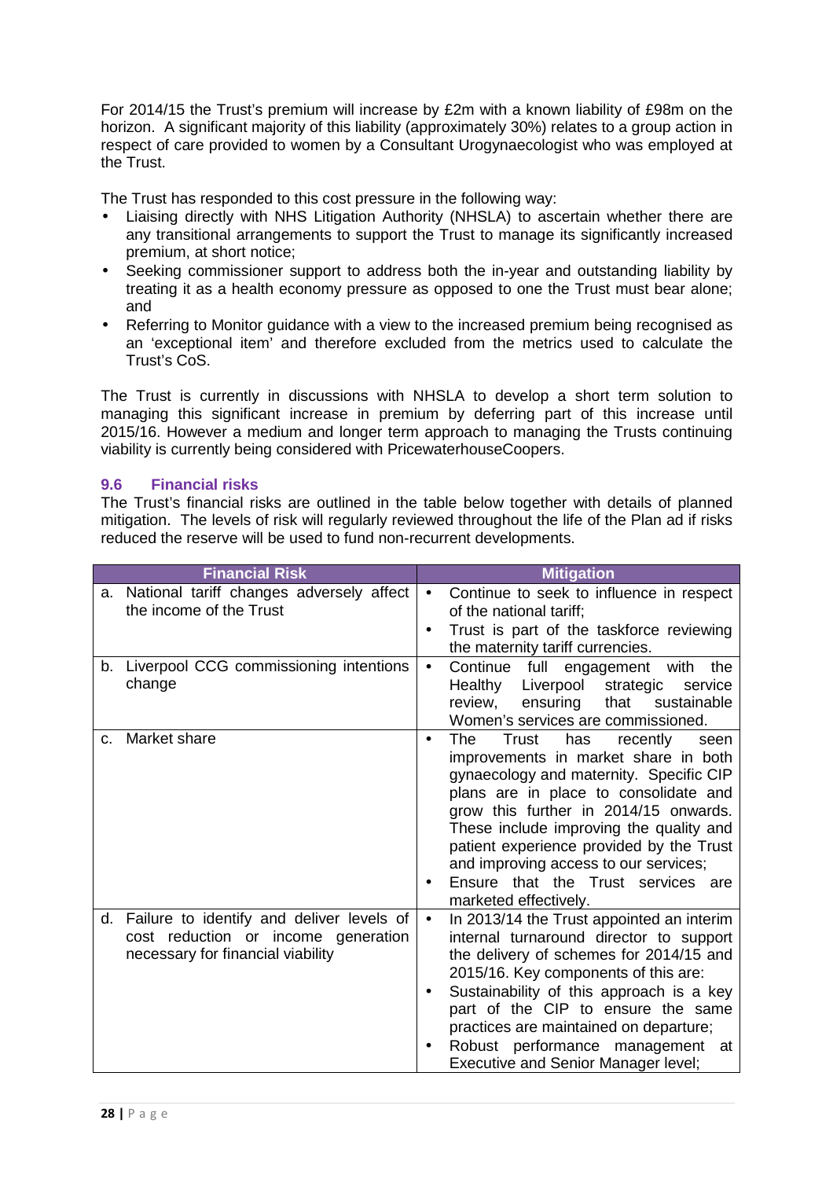For 2014/15 the Trust's premium will increase by £2m with a known liability of £98m on the horizon. A significant majority of this liability (approximately 30%) relates to a group action in respect of care provided to women by a Consultant Urogynaecologist who was employed at the Trust.

The Trust has responded to this cost pressure in the following way:

- Liaising directly with NHS Litigation Authority (NHSLA) to ascertain whether there are any transitional arrangements to support the Trust to manage its significantly increased premium, at short notice;
- Seeking commissioner support to address both the in-year and outstanding liability by treating it as a health economy pressure as opposed to one the Trust must bear alone; and
- Referring to Monitor guidance with a view to the increased premium being recognised as an 'exceptional item' and therefore excluded from the metrics used to calculate the Trust's CoS.

The Trust is currently in discussions with NHSLA to develop a short term solution to managing this significant increase in premium by deferring part of this increase until 2015/16. However a medium and longer term approach to managing the Trusts continuing viability is currently being considered with PricewaterhouseCoopers.

### 9.6 Financial risks

The Trust's financial risks are outlined in the table below together with details of planned mitigation. The levels of risk will regularly reviewed throughout the life of the Plan ad if risks reduced the reserve will be used to fund non-recurrent developments.

| Financial Risk | Mitigation |
|---|---|
| a. National tariff changes adversely affect the income of the Trust | • Continue to seek to influence in respect of the national tariff;<br>• Trust is part of the taskforce reviewing the maternity tariff currencies. |
| b. Liverpool CCG commissioning intentions change | • Continue full engagement with the Healthy Liverpool strategic service review, ensuring that sustainable Women's services are commissioned. |
| c. Market share | • The Trust has recently seen improvements in market share in both gynaecology and maternity. Specific CIP plans are in place to consolidate and grow this further in 2014/15 onwards. These include improving the quality and patient experience provided by the Trust and improving access to our services;<br>• Ensure that the Trust services are marketed effectively. |
| d. Failure to identify and deliver levels of cost reduction or income generation necessary for financial viability | • In 2013/14 the Trust appointed an interim internal turnaround director to support the delivery of schemes for 2014/15 and 2015/16. Key components of this are:<br>• Sustainability of this approach is a key part of the CIP to ensure the same practices are maintained on departure;<br>• Robust performance management at Executive and Senior Manager level; |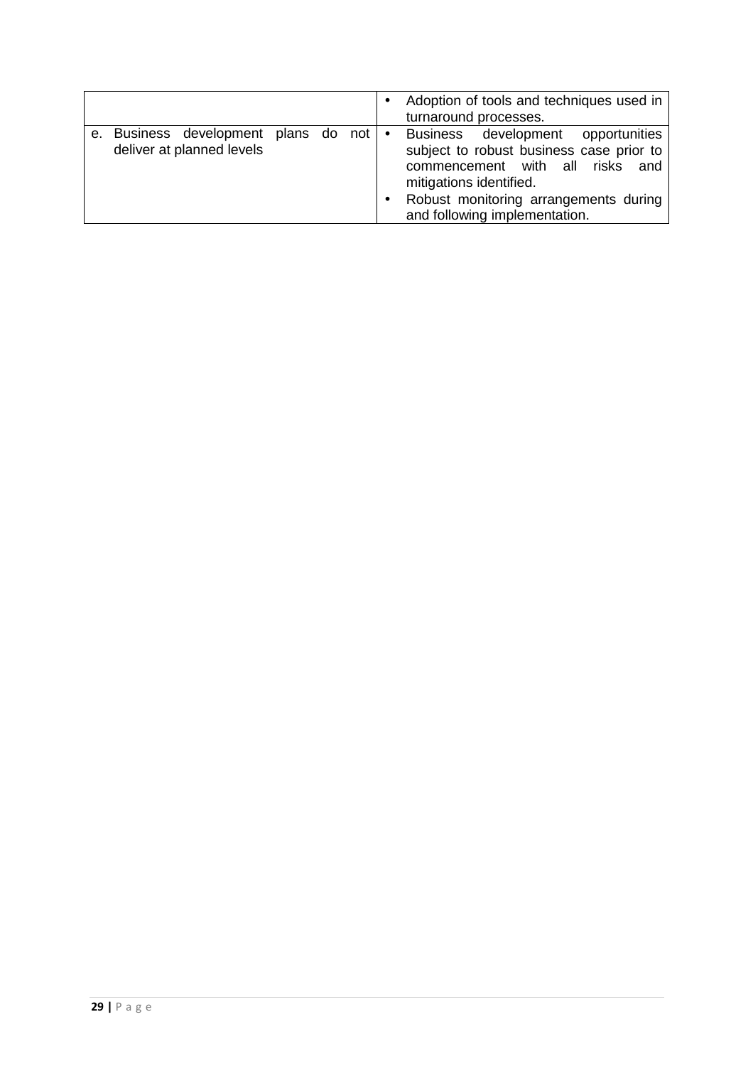| | |
|---|---|
| | • Adoption of tools and techniques used in turnaround processes. |
| e. Business development plans do not deliver at planned levels | • Business development opportunities subject to robust business case prior to commencement with all risks and mitigations identified.<br>• Robust monitoring arrangements during and following implementation. |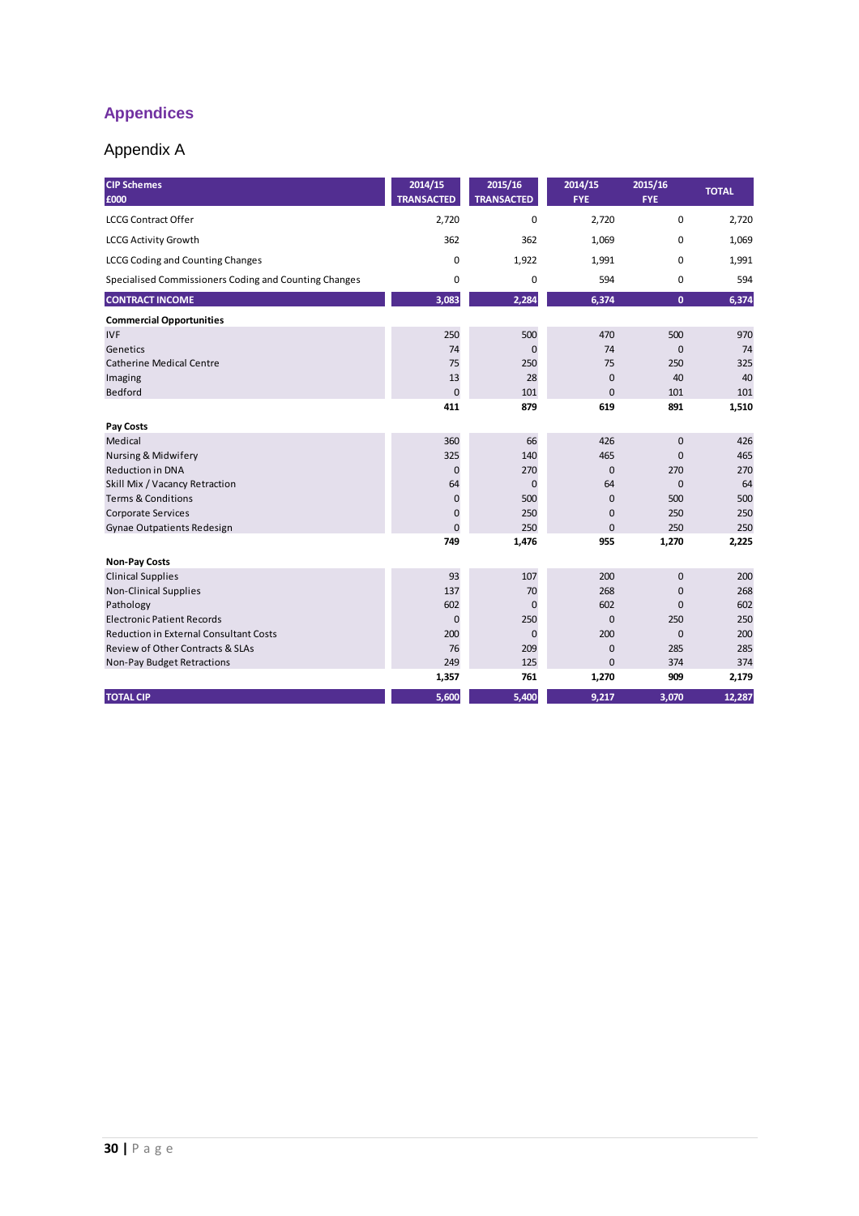## Appendices

### Appendix A

| CIP Schemes £000 | 2014/15 TRANSACTED | 2015/16 TRANSACTED | 2014/15 FYE | 2015/16 FYE | TOTAL |
|---|---|---|---|---|---|
| LCCG Contract Offer | 2,720 | 0 | 2,720 | 0 | 2,720 |
| LCCG Activity Growth | 362 | 362 | 1,069 | 0 | 1,069 |
| LCCG Coding and Counting Changes | 0 | 1,922 | 1,991 | 0 | 1,991 |
| Specialised Commissioners Coding and Counting Changes | 0 | 0 | 594 | 0 | 594 |
| **CONTRACT INCOME** | **3,083** | **2,284** | **6,374** | **0** | **6,374** |
| **Commercial Opportunities** | | | | | |
| IVF | 250 | 500 | 470 | 500 | 970 |
| Genetics | 74 | 0 | 74 | 0 | 74 |
| Catherine Medical Centre | 75 | 250 | 75 | 250 | 325 |
| Imaging | 13 | 28 | 0 | 40 | 40 |
| Bedford | 0 | 101 | 0 | 101 | 101 |
| | **411** | **879** | **619** | **891** | **1,510** |
| **Pay Costs** | | | | | |
| Medical | 360 | 66 | 426 | 0 | 426 |
| Nursing & Midwifery | 325 | 140 | 465 | 0 | 465 |
| Reduction in DNA | 0 | 270 | 0 | 270 | 270 |
| Skill Mix / Vacancy Retraction | 64 | 0 | 64 | 0 | 64 |
| Terms & Conditions | 0 | 500 | 0 | 500 | 500 |
| Corporate Services | 0 | 250 | 0 | 250 | 250 |
| Gynae Outpatients Redesign | 0 | 250 | 0 | 250 | 250 |
| | **749** | **1,476** | **955** | **1,270** | **2,225** |
| **Non-Pay Costs** | | | | | |
| Clinical Supplies | 93 | 107 | 200 | 0 | 200 |
| Non-Clinical Supplies | 137 | 70 | 268 | 0 | 268 |
| Pathology | 602 | 0 | 602 | 0 | 602 |
| Electronic Patient Records | 0 | 250 | 0 | 250 | 250 |
| Reduction in External Consultant Costs | 200 | 0 | 200 | 0 | 200 |
| Review of Other Contracts & SLAs | 76 | 209 | 0 | 285 | 285 |
| Non-Pay Budget Retractions | 249 | 125 | 0 | 374 | 374 |
| | **1,357** | **761** | **1,270** | **909** | **2,179** |
| **TOTAL CIP** | **5,600** | **5,400** | **9,217** | **3,070** | **12,287** |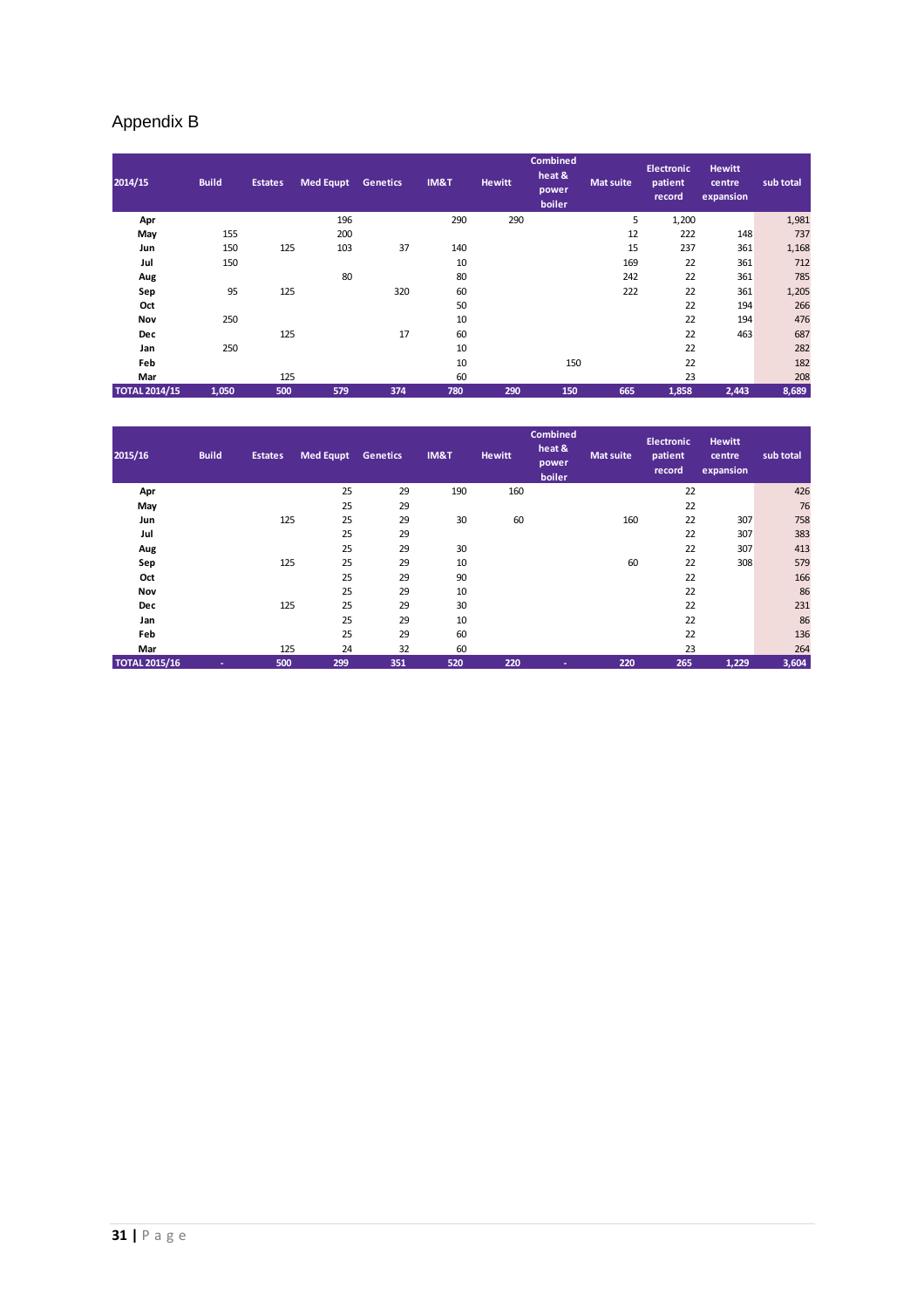# Appendix B

| 2014/15 | Build | Estates | Med Equpt | Genetics | IM&T | Hewitt | Combined heat & power boiler | Mat suite | Electronic patient record | Hewitt centre expansion | sub total |
|---|---|---|---|---|---|---|---|---|---|---|---|
| Apr | | | 196 | | 290 | 290 | | 5 | 1,200 | | 1,981 |
| May | 155 | | 200 | | | | | 12 | 222 | 148 | 737 |
| Jun | 150 | 125 | 103 | 37 | 140 | | | 15 | 237 | 361 | 1,168 |
| Jul | 150 | | | | 10 | | | 169 | 22 | 361 | 712 |
| Aug | | | 80 | | 80 | | | 242 | 22 | 361 | 785 |
| Sep | 95 | 125 | | 320 | 60 | | | 222 | 22 | 361 | 1,205 |
| Oct | | | | | 50 | | | | 22 | 194 | 266 |
| Nov | 250 | | | | 10 | | | | 22 | 194 | 476 |
| Dec | | 125 | | 17 | 60 | | | | 22 | 463 | 687 |
| Jan | 250 | | | | 10 | | | | 22 | | 282 |
| Feb | | | | | 10 | | 150 | | 22 | | 182 |
| Mar | | 125 | | | 60 | | | | 23 | | 208 |
| TOTAL 2014/15 | 1,050 | 500 | 579 | 374 | 780 | 290 | 150 | 665 | 1,858 | 2,443 | 8,689 |

| 2015/16 | Build | Estates | Med Equpt | Genetics | IM&T | Hewitt | Combined heat & power boiler | Mat suite | Electronic patient record | Hewitt centre expansion | sub total |
|---|---|---|---|---|---|---|---|---|---|---|---|
| Apr | | | 25 | 29 | 190 | 160 | | | 22 | | 426 |
| May | | | 25 | 29 | | | | | 22 | | 76 |
| Jun | | 125 | 25 | 29 | 30 | 60 | | 160 | 22 | 307 | 758 |
| Jul | | | 25 | 29 | | | | | 22 | 307 | 383 |
| Aug | | | 25 | 29 | 30 | | | | 22 | 307 | 413 |
| Sep | | 125 | 25 | 29 | 10 | | | 60 | 22 | 308 | 579 |
| Oct | | | 25 | 29 | 90 | | | | 22 | | 166 |
| Nov | | | 25 | 29 | 10 | | | | 22 | | 86 |
| Dec | | 125 | 25 | 29 | 30 | | | | 22 | | 231 |
| Jan | | | 25 | 29 | 10 | | | | 22 | | 86 |
| Feb | | | 25 | 29 | 60 | | | | 22 | | 136 |
| Mar | | 125 | 24 | 32 | 60 | | | | 23 | | 264 |
| TOTAL 2015/16 | - | 500 | 299 | 351 | 520 | 220 | - | 220 | 265 | 1,229 | 3,604 |